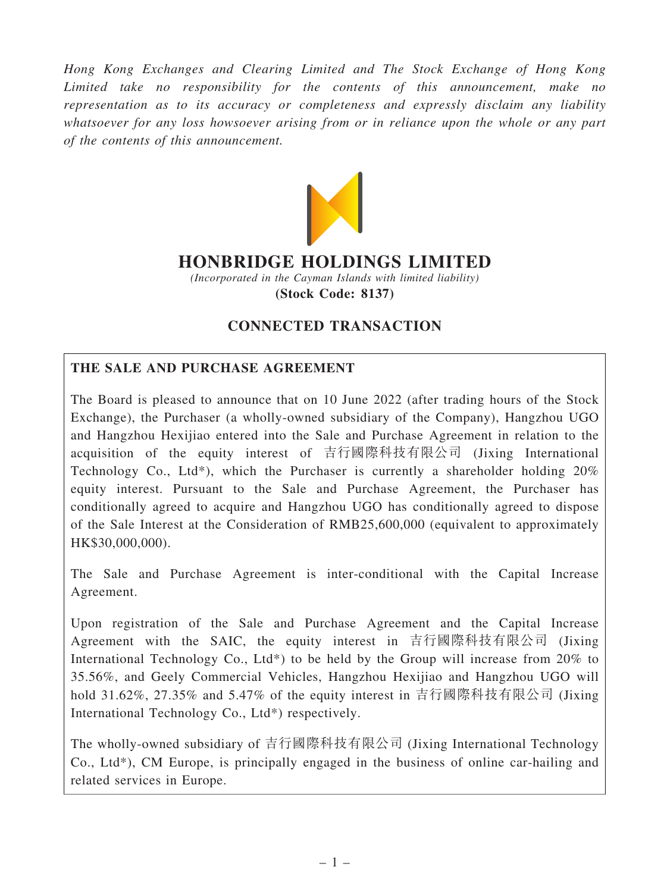*Hong Kong Exchanges and Clearing Limited and The Stock Exchange of Hong Kong Limited take no responsibility for the contents of this announcement, make no representation as to its accuracy or completeness and expressly disclaim any liability whatsoever for any loss howsoever arising from or in reliance upon the whole or any part of the contents of this announcement.*

# HONBRIDGE HOLDINGS LIMITED

*(Incorporated in the Cayman Islands with limited liability)*

**(Stock Code: 8137)**

## CONNECTED TRANSACTION

### THE SALE AND PURCHASE AGREEMENT

The Board is pleased to announce that on 10 June 2022 (after trading hours of the Stock Exchange), the Purchaser (a wholly-owned subsidiary of the Company), Hangzhou UGO and Hangzhou Hexijiao entered into the Sale and Purchase Agreement in relation to the acquisition of the equity interest of 吉行國際科技有限公司 (Jixing International Technology Co., Ltd*), which the Purchaser is currently a shareholder holding 20% equity interest. Pursuant to the Sale and Purchase Agreement, the Purchaser has conditionally agreed to acquire and Hangzhou UGO has conditionally agreed to dispose of the Sale Interest at the Consideration of RMB25,600,000 (equivalent to approximately HK$30,000,000).

The Sale and Purchase Agreement is inter-conditional with the Capital Increase Agreement.

Upon registration of the Sale and Purchase Agreement and the Capital Increase Agreement with the SAIC, the equity interest in 吉行國際科技有限公司 (Jixing International Technology Co., Ltd*) to be held by the Group will increase from 20% to 35.56%, and Geely Commercial Vehicles, Hangzhou Hexijiao and Hangzhou UGO will hold 31.62%, 27.35% and 5.47% of the equity interest in 吉行國際科技有限公司 (Jixing International Technology Co., Ltd*) respectively.

The wholly-owned subsidiary of 吉行國際科技有限公司 (Jixing International Technology Co., Ltd*), CM Europe, is principally engaged in the business of online car-hailing and related services in Europe.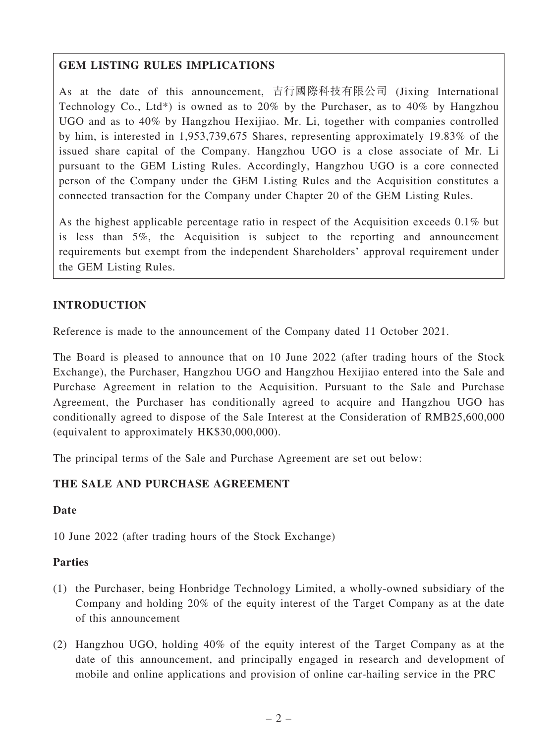## GEM LISTING RULES IMPLICATIONS

As at the date of this announcement, 吉行國際科技有限公司 (Jixing International Technology Co., Ltd*) is owned as to 20% by the Purchaser, as to 40% by Hangzhou UGO and as to 40% by Hangzhou Hexijiao. Mr. Li, together with companies controlled by him, is interested in 1,953,739,675 Shares, representing approximately 19.83% of the issued share capital of the Company. Hangzhou UGO is a close associate of Mr. Li pursuant to the GEM Listing Rules. Accordingly, Hangzhou UGO is a core connected person of the Company under the GEM Listing Rules and the Acquisition constitutes a connected transaction for the Company under Chapter 20 of the GEM Listing Rules.

As the highest applicable percentage ratio in respect of the Acquisition exceeds 0.1% but is less than 5%, the Acquisition is subject to the reporting and announcement requirements but exempt from the independent Shareholders' approval requirement under the GEM Listing Rules.

## INTRODUCTION

Reference is made to the announcement of the Company dated 11 October 2021.

The Board is pleased to announce that on 10 June 2022 (after trading hours of the Stock Exchange), the Purchaser, Hangzhou UGO and Hangzhou Hexijiao entered into the Sale and Purchase Agreement in relation to the Acquisition. Pursuant to the Sale and Purchase Agreement, the Purchaser has conditionally agreed to acquire and Hangzhou UGO has conditionally agreed to dispose of the Sale Interest at the Consideration of RMB25,600,000 (equivalent to approximately HK$30,000,000).

The principal terms of the Sale and Purchase Agreement are set out below:

## THE SALE AND PURCHASE AGREEMENT

### Date

10 June 2022 (after trading hours of the Stock Exchange)

### Parties

(1) the Purchaser, being Honbridge Technology Limited, a wholly-owned subsidiary of the Company and holding 20% of the equity interest of the Target Company as at the date of this announcement

(2) Hangzhou UGO, holding 40% of the equity interest of the Target Company as at the date of this announcement, and principally engaged in research and development of mobile and online applications and provision of online car-hailing service in the PRC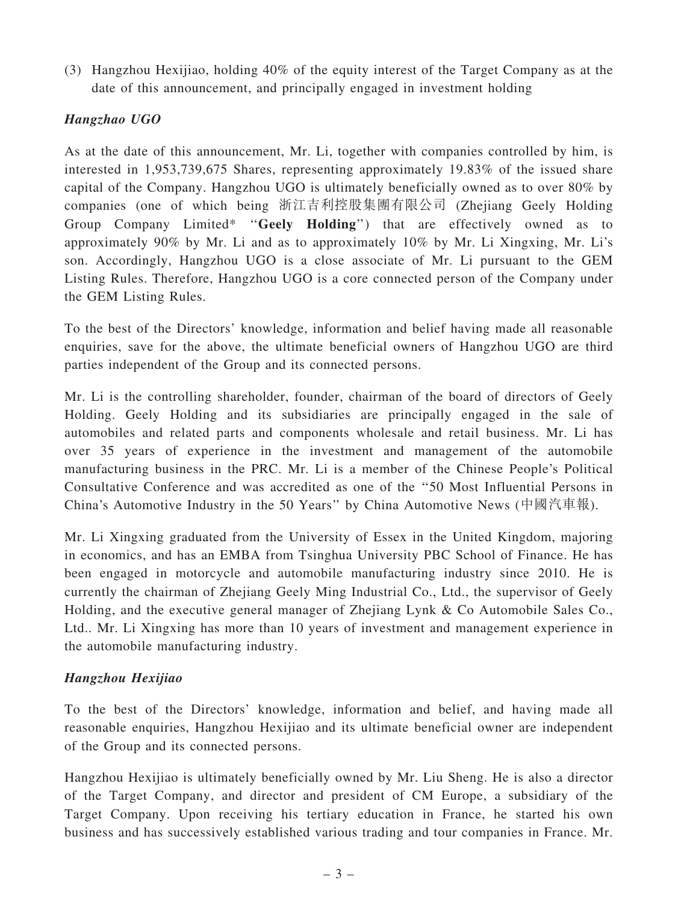(3) Hangzhou Hexijiao, holding 40% of the equity interest of the Target Company as at the date of this announcement, and principally engaged in investment holding

***Hangzhao UGO***

As at the date of this announcement, Mr. Li, together with companies controlled by him, is interested in 1,953,739,675 Shares, representing approximately 19.83% of the issued share capital of the Company. Hangzhou UGO is ultimately beneficially owned as to over 80% by companies (one of which being 浙江吉利控股集團有限公司 (Zhejiang Geely Holding Group Company Limited* "**Geely Holding**") that are effectively owned as to approximately 90% by Mr. Li and as to approximately 10% by Mr. Li Xingxing, Mr. Li's son. Accordingly, Hangzhou UGO is a close associate of Mr. Li pursuant to the GEM Listing Rules. Therefore, Hangzhou UGO is a core connected person of the Company under the GEM Listing Rules.

To the best of the Directors' knowledge, information and belief having made all reasonable enquiries, save for the above, the ultimate beneficial owners of Hangzhou UGO are third parties independent of the Group and its connected persons.

Mr. Li is the controlling shareholder, founder, chairman of the board of directors of Geely Holding. Geely Holding and its subsidiaries are principally engaged in the sale of automobiles and related parts and components wholesale and retail business. Mr. Li has over 35 years of experience in the investment and management of the automobile manufacturing business in the PRC. Mr. Li is a member of the Chinese People's Political Consultative Conference and was accredited as one of the "50 Most Influential Persons in China's Automotive Industry in the 50 Years" by China Automotive News (中國汽車報).

Mr. Li Xingxing graduated from the University of Essex in the United Kingdom, majoring in economics, and has an EMBA from Tsinghua University PBC School of Finance. He has been engaged in motorcycle and automobile manufacturing industry since 2010. He is currently the chairman of Zhejiang Geely Ming Industrial Co., Ltd., the supervisor of Geely Holding, and the executive general manager of Zhejiang Lynk & Co Automobile Sales Co., Ltd.. Mr. Li Xingxing has more than 10 years of investment and management experience in the automobile manufacturing industry.

***Hangzhou Hexijiao***

To the best of the Directors' knowledge, information and belief, and having made all reasonable enquiries, Hangzhou Hexijiao and its ultimate beneficial owner are independent of the Group and its connected persons.

Hangzhou Hexijiao is ultimately beneficially owned by Mr. Liu Sheng. He is also a director of the Target Company, and director and president of CM Europe, a subsidiary of the Target Company. Upon receiving his tertiary education in France, he started his own business and has successively established various trading and tour companies in France. Mr.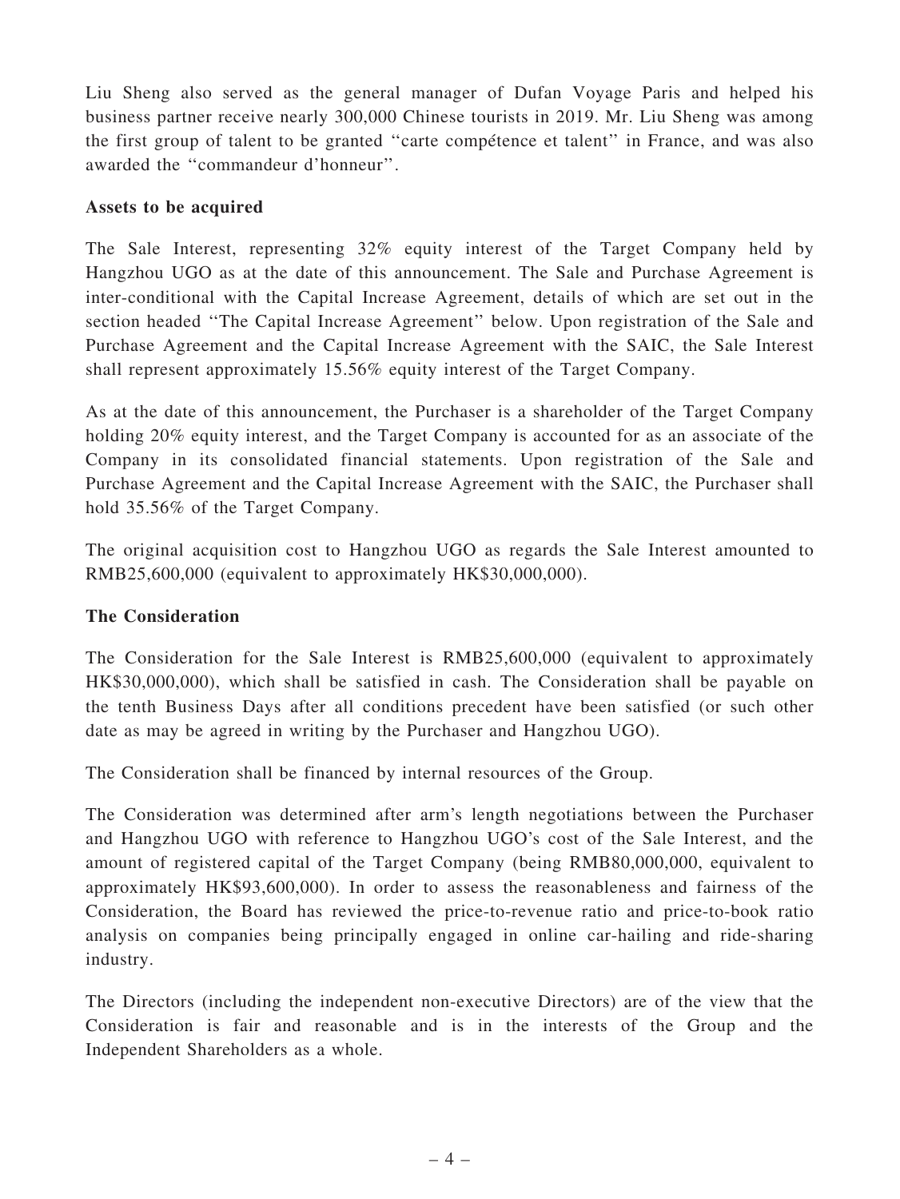Liu Sheng also served as the general manager of Dufan Voyage Paris and helped his business partner receive nearly 300,000 Chinese tourists in 2019. Mr. Liu Sheng was among the first group of talent to be granted ''carte compétence et talent'' in France, and was also awarded the ''commandeur d'honneur''.

**Assets to be acquired**

The Sale Interest, representing 32% equity interest of the Target Company held by Hangzhou UGO as at the date of this announcement. The Sale and Purchase Agreement is inter-conditional with the Capital Increase Agreement, details of which are set out in the section headed ''The Capital Increase Agreement'' below. Upon registration of the Sale and Purchase Agreement and the Capital Increase Agreement with the SAIC, the Sale Interest shall represent approximately 15.56% equity interest of the Target Company.

As at the date of this announcement, the Purchaser is a shareholder of the Target Company holding 20% equity interest, and the Target Company is accounted for as an associate of the Company in its consolidated financial statements. Upon registration of the Sale and Purchase Agreement and the Capital Increase Agreement with the SAIC, the Purchaser shall hold 35.56% of the Target Company.

The original acquisition cost to Hangzhou UGO as regards the Sale Interest amounted to RMB25,600,000 (equivalent to approximately HK$30,000,000).

**The Consideration**

The Consideration for the Sale Interest is RMB25,600,000 (equivalent to approximately HK$30,000,000), which shall be satisfied in cash. The Consideration shall be payable on the tenth Business Days after all conditions precedent have been satisfied (or such other date as may be agreed in writing by the Purchaser and Hangzhou UGO).

The Consideration shall be financed by internal resources of the Group.

The Consideration was determined after arm's length negotiations between the Purchaser and Hangzhou UGO with reference to Hangzhou UGO's cost of the Sale Interest, and the amount of registered capital of the Target Company (being RMB80,000,000, equivalent to approximately HK$93,600,000). In order to assess the reasonableness and fairness of the Consideration, the Board has reviewed the price-to-revenue ratio and price-to-book ratio analysis on companies being principally engaged in online car-hailing and ride-sharing industry.

The Directors (including the independent non-executive Directors) are of the view that the Consideration is fair and reasonable and is in the interests of the Group and the Independent Shareholders as a whole.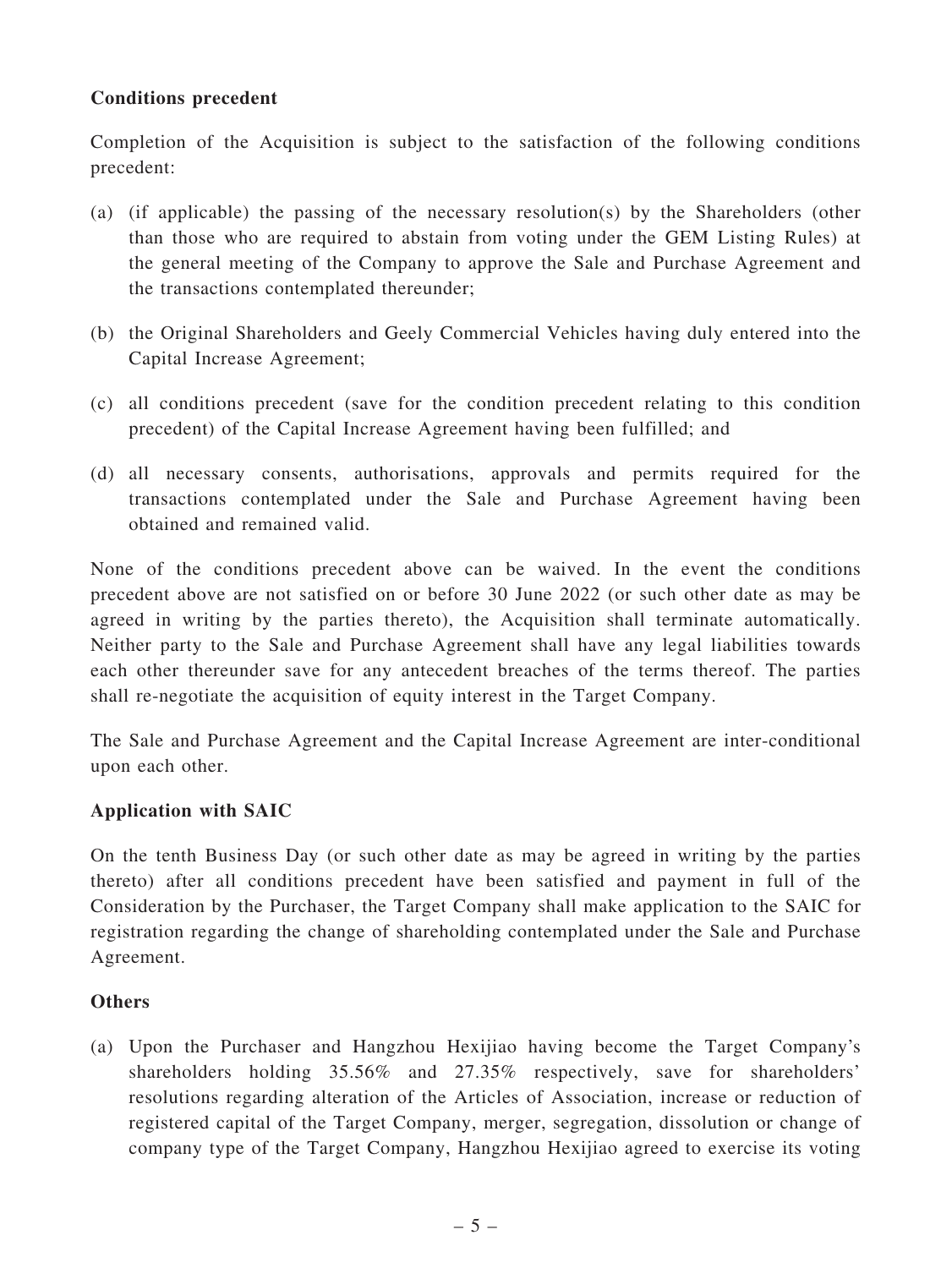**Conditions precedent**

Completion of the Acquisition is subject to the satisfaction of the following conditions precedent:

(a) (if applicable) the passing of the necessary resolution(s) by the Shareholders (other than those who are required to abstain from voting under the GEM Listing Rules) at the general meeting of the Company to approve the Sale and Purchase Agreement and the transactions contemplated thereunder;

(b) the Original Shareholders and Geely Commercial Vehicles having duly entered into the Capital Increase Agreement;

(c) all conditions precedent (save for the condition precedent relating to this condition precedent) of the Capital Increase Agreement having been fulfilled; and

(d) all necessary consents, authorisations, approvals and permits required for the transactions contemplated under the Sale and Purchase Agreement having been obtained and remained valid.

None of the conditions precedent above can be waived. In the event the conditions precedent above are not satisfied on or before 30 June 2022 (or such other date as may be agreed in writing by the parties thereto), the Acquisition shall terminate automatically. Neither party to the Sale and Purchase Agreement shall have any legal liabilities towards each other thereunder save for any antecedent breaches of the terms thereof. The parties shall re-negotiate the acquisition of equity interest in the Target Company.

The Sale and Purchase Agreement and the Capital Increase Agreement are inter-conditional upon each other.

**Application with SAIC**

On the tenth Business Day (or such other date as may be agreed in writing by the parties thereto) after all conditions precedent have been satisfied and payment in full of the Consideration by the Purchaser, the Target Company shall make application to the SAIC for registration regarding the change of shareholding contemplated under the Sale and Purchase Agreement.

**Others**

(a) Upon the Purchaser and Hangzhou Hexijiao having become the Target Company's shareholders holding 35.56% and 27.35% respectively, save for shareholders' resolutions regarding alteration of the Articles of Association, increase or reduction of registered capital of the Target Company, merger, segregation, dissolution or change of company type of the Target Company, Hangzhou Hexijiao agreed to exercise its voting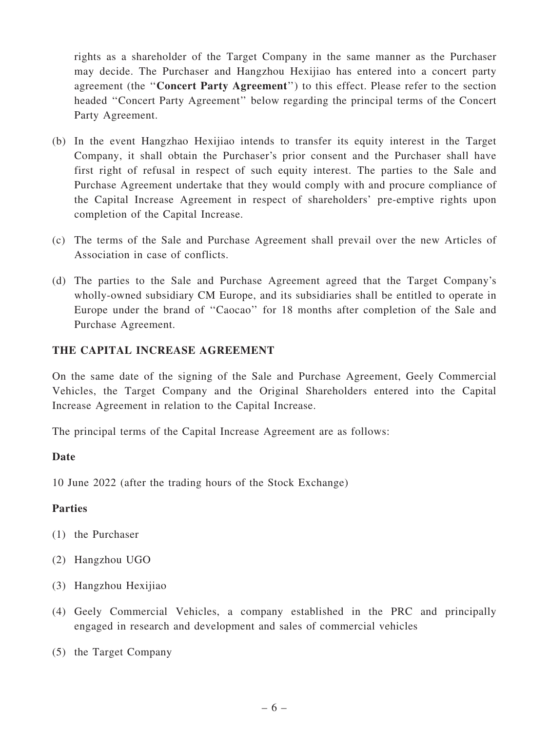rights as a shareholder of the Target Company in the same manner as the Purchaser may decide. The Purchaser and Hangzhou Hexijiao has entered into a concert party agreement (the ''**Concert Party Agreement**'') to this effect. Please refer to the section headed ''Concert Party Agreement'' below regarding the principal terms of the Concert Party Agreement.

(b) In the event Hangzhao Hexijiao intends to transfer its equity interest in the Target Company, it shall obtain the Purchaser's prior consent and the Purchaser shall have first right of refusal in respect of such equity interest. The parties to the Sale and Purchase Agreement undertake that they would comply with and procure compliance of the Capital Increase Agreement in respect of shareholders' pre-emptive rights upon completion of the Capital Increase.

(c) The terms of the Sale and Purchase Agreement shall prevail over the new Articles of Association in case of conflicts.

(d) The parties to the Sale and Purchase Agreement agreed that the Target Company's wholly-owned subsidiary CM Europe, and its subsidiaries shall be entitled to operate in Europe under the brand of ''Caocao'' for 18 months after completion of the Sale and Purchase Agreement.

**THE CAPITAL INCREASE AGREEMENT**

On the same date of the signing of the Sale and Purchase Agreement, Geely Commercial Vehicles, the Target Company and the Original Shareholders entered into the Capital Increase Agreement in relation to the Capital Increase.

The principal terms of the Capital Increase Agreement are as follows:

**Date**

10 June 2022 (after the trading hours of the Stock Exchange)

**Parties**

(1) the Purchaser

(2) Hangzhou UGO

(3) Hangzhou Hexijiao

(4) Geely Commercial Vehicles, a company established in the PRC and principally engaged in research and development and sales of commercial vehicles

(5) the Target Company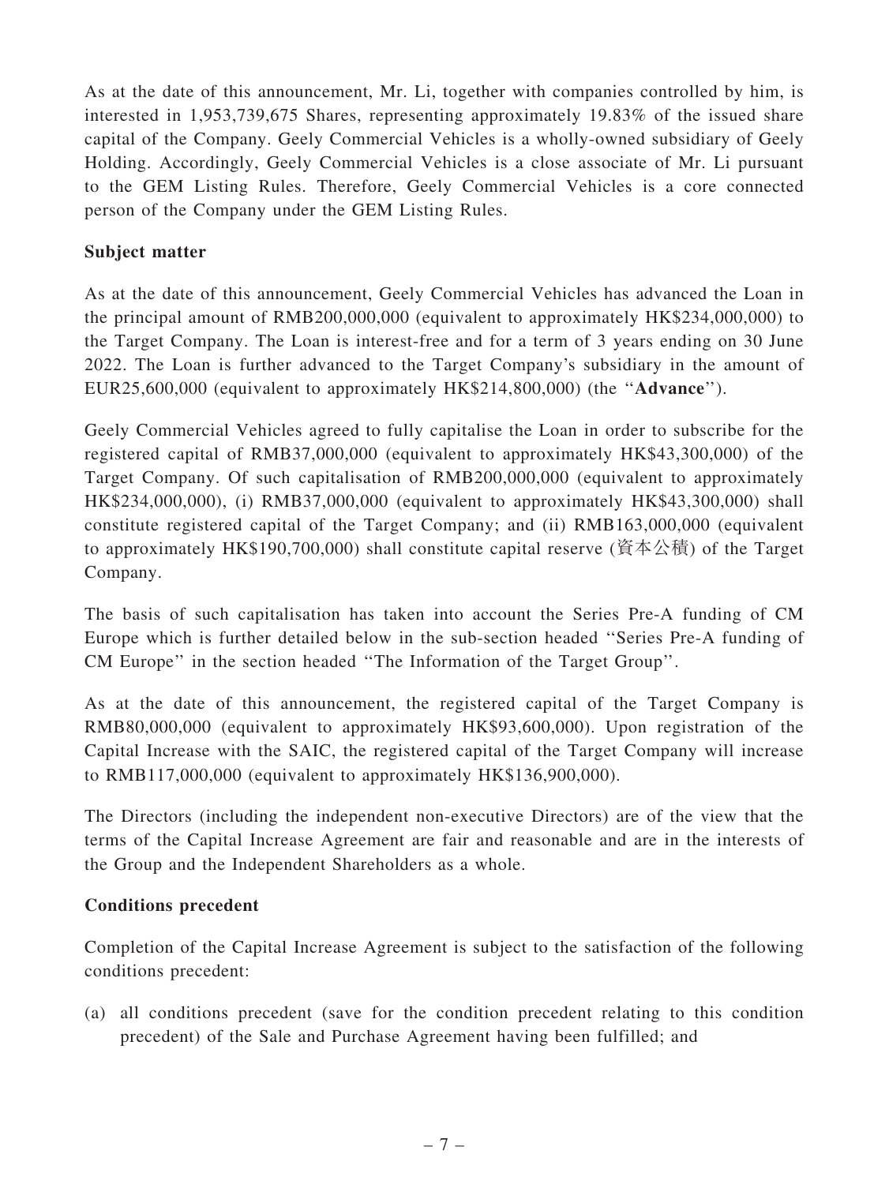As at the date of this announcement, Mr. Li, together with companies controlled by him, is interested in 1,953,739,675 Shares, representing approximately 19.83% of the issued share capital of the Company. Geely Commercial Vehicles is a wholly-owned subsidiary of Geely Holding. Accordingly, Geely Commercial Vehicles is a close associate of Mr. Li pursuant to the GEM Listing Rules. Therefore, Geely Commercial Vehicles is a core connected person of the Company under the GEM Listing Rules.

**Subject matter**

As at the date of this announcement, Geely Commercial Vehicles has advanced the Loan in the principal amount of RMB200,000,000 (equivalent to approximately HK$234,000,000) to the Target Company. The Loan is interest-free and for a term of 3 years ending on 30 June 2022. The Loan is further advanced to the Target Company's subsidiary in the amount of EUR25,600,000 (equivalent to approximately HK$214,800,000) (the "**Advance**").

Geely Commercial Vehicles agreed to fully capitalise the Loan in order to subscribe for the registered capital of RMB37,000,000 (equivalent to approximately HK$43,300,000) of the Target Company. Of such capitalisation of RMB200,000,000 (equivalent to approximately HK$234,000,000), (i) RMB37,000,000 (equivalent to approximately HK$43,300,000) shall constitute registered capital of the Target Company; and (ii) RMB163,000,000 (equivalent to approximately HK$190,700,000) shall constitute capital reserve (資本公積) of the Target Company.

The basis of such capitalisation has taken into account the Series Pre-A funding of CM Europe which is further detailed below in the sub-section headed "Series Pre-A funding of CM Europe" in the section headed "The Information of the Target Group".

As at the date of this announcement, the registered capital of the Target Company is RMB80,000,000 (equivalent to approximately HK$93,600,000). Upon registration of the Capital Increase with the SAIC, the registered capital of the Target Company will increase to RMB117,000,000 (equivalent to approximately HK$136,900,000).

The Directors (including the independent non-executive Directors) are of the view that the terms of the Capital Increase Agreement are fair and reasonable and are in the interests of the Group and the Independent Shareholders as a whole.

**Conditions precedent**

Completion of the Capital Increase Agreement is subject to the satisfaction of the following conditions precedent:

(a) all conditions precedent (save for the condition precedent relating to this condition precedent) of the Sale and Purchase Agreement having been fulfilled; and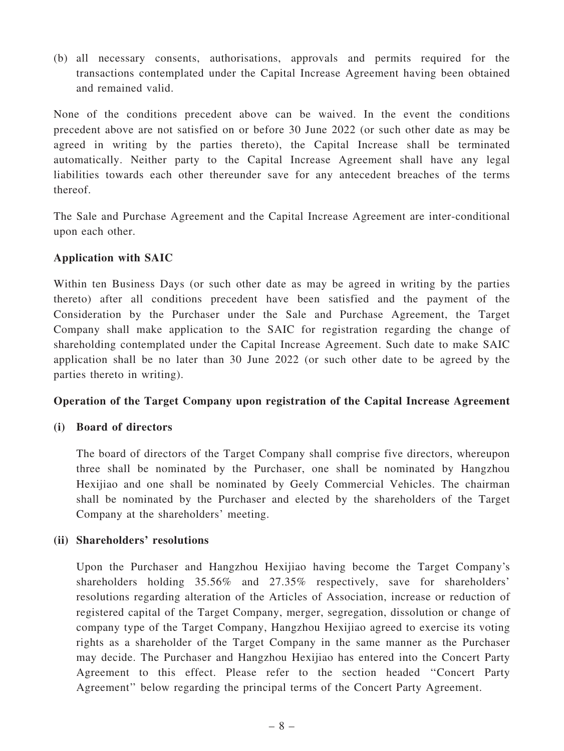(b) all necessary consents, authorisations, approvals and permits required for the transactions contemplated under the Capital Increase Agreement having been obtained and remained valid.

None of the conditions precedent above can be waived. In the event the conditions precedent above are not satisfied on or before 30 June 2022 (or such other date as may be agreed in writing by the parties thereto), the Capital Increase shall be terminated automatically. Neither party to the Capital Increase Agreement shall have any legal liabilities towards each other thereunder save for any antecedent breaches of the terms thereof.

The Sale and Purchase Agreement and the Capital Increase Agreement are inter-conditional upon each other.

**Application with SAIC**

Within ten Business Days (or such other date as may be agreed in writing by the parties thereto) after all conditions precedent have been satisfied and the payment of the Consideration by the Purchaser under the Sale and Purchase Agreement, the Target Company shall make application to the SAIC for registration regarding the change of shareholding contemplated under the Capital Increase Agreement. Such date to make SAIC application shall be no later than 30 June 2022 (or such other date to be agreed by the parties thereto in writing).

**Operation of the Target Company upon registration of the Capital Increase Agreement**

**(i) Board of directors**

The board of directors of the Target Company shall comprise five directors, whereupon three shall be nominated by the Purchaser, one shall be nominated by Hangzhou Hexijiao and one shall be nominated by Geely Commercial Vehicles. The chairman shall be nominated by the Purchaser and elected by the shareholders of the Target Company at the shareholders' meeting.

**(ii) Shareholders' resolutions**

Upon the Purchaser and Hangzhou Hexijiao having become the Target Company's shareholders holding 35.56% and 27.35% respectively, save for shareholders' resolutions regarding alteration of the Articles of Association, increase or reduction of registered capital of the Target Company, merger, segregation, dissolution or change of company type of the Target Company, Hangzhou Hexijiao agreed to exercise its voting rights as a shareholder of the Target Company in the same manner as the Purchaser may decide. The Purchaser and Hangzhou Hexijiao has entered into the Concert Party Agreement to this effect. Please refer to the section headed "Concert Party Agreement" below regarding the principal terms of the Concert Party Agreement.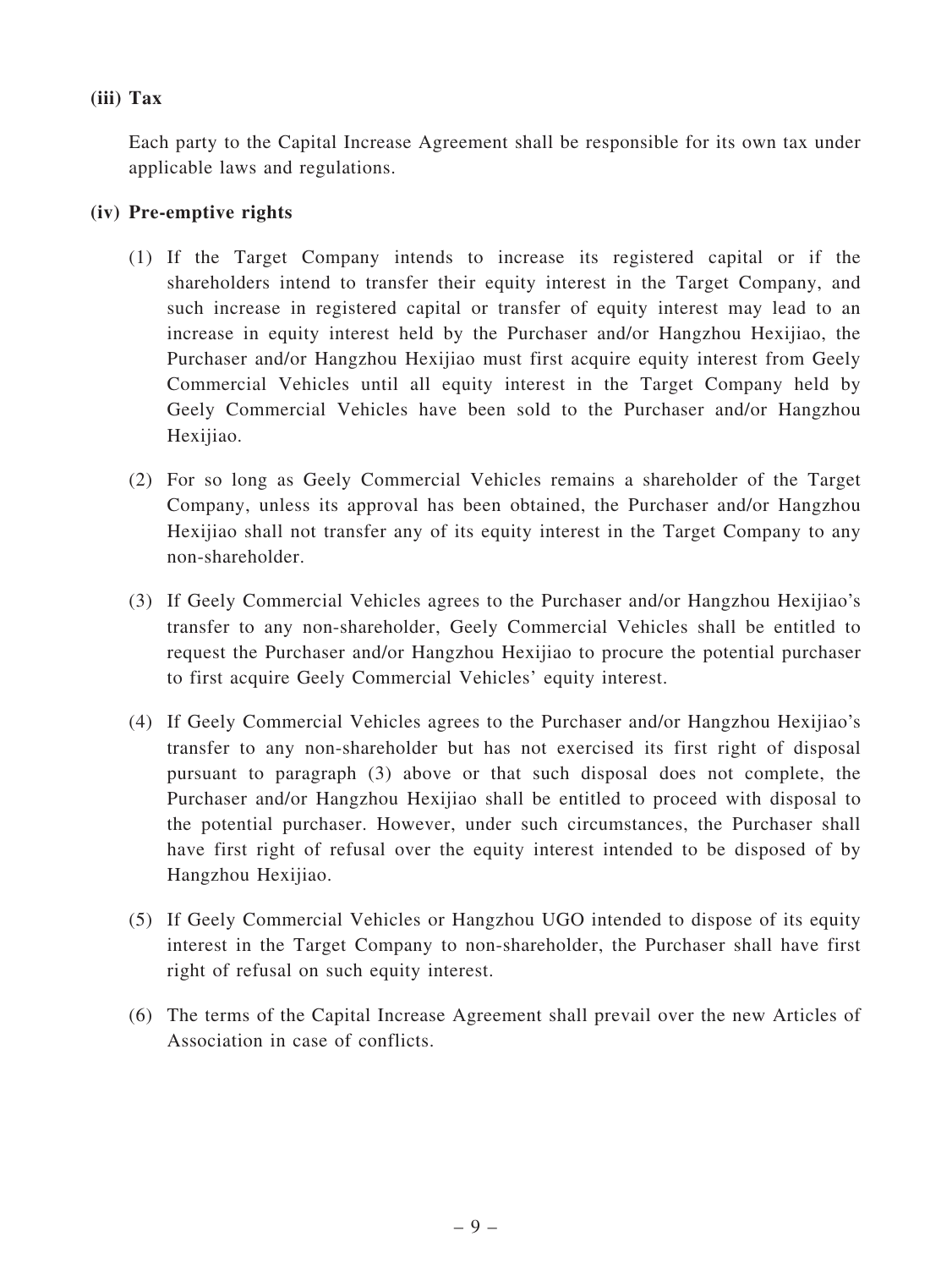**(iii) Tax**

Each party to the Capital Increase Agreement shall be responsible for its own tax under applicable laws and regulations.

**(iv) Pre-emptive rights**

(1) If the Target Company intends to increase its registered capital or if the shareholders intend to transfer their equity interest in the Target Company, and such increase in registered capital or transfer of equity interest may lead to an increase in equity interest held by the Purchaser and/or Hangzhou Hexijiao, the Purchaser and/or Hangzhou Hexijiao must first acquire equity interest from Geely Commercial Vehicles until all equity interest in the Target Company held by Geely Commercial Vehicles have been sold to the Purchaser and/or Hangzhou Hexijiao.

(2) For so long as Geely Commercial Vehicles remains a shareholder of the Target Company, unless its approval has been obtained, the Purchaser and/or Hangzhou Hexijiao shall not transfer any of its equity interest in the Target Company to any non-shareholder.

(3) If Geely Commercial Vehicles agrees to the Purchaser and/or Hangzhou Hexijiao's transfer to any non-shareholder, Geely Commercial Vehicles shall be entitled to request the Purchaser and/or Hangzhou Hexijiao to procure the potential purchaser to first acquire Geely Commercial Vehicles' equity interest.

(4) If Geely Commercial Vehicles agrees to the Purchaser and/or Hangzhou Hexijiao's transfer to any non-shareholder but has not exercised its first right of disposal pursuant to paragraph (3) above or that such disposal does not complete, the Purchaser and/or Hangzhou Hexijiao shall be entitled to proceed with disposal to the potential purchaser. However, under such circumstances, the Purchaser shall have first right of refusal over the equity interest intended to be disposed of by Hangzhou Hexijiao.

(5) If Geely Commercial Vehicles or Hangzhou UGO intended to dispose of its equity interest in the Target Company to non-shareholder, the Purchaser shall have first right of refusal on such equity interest.

(6) The terms of the Capital Increase Agreement shall prevail over the new Articles of Association in case of conflicts.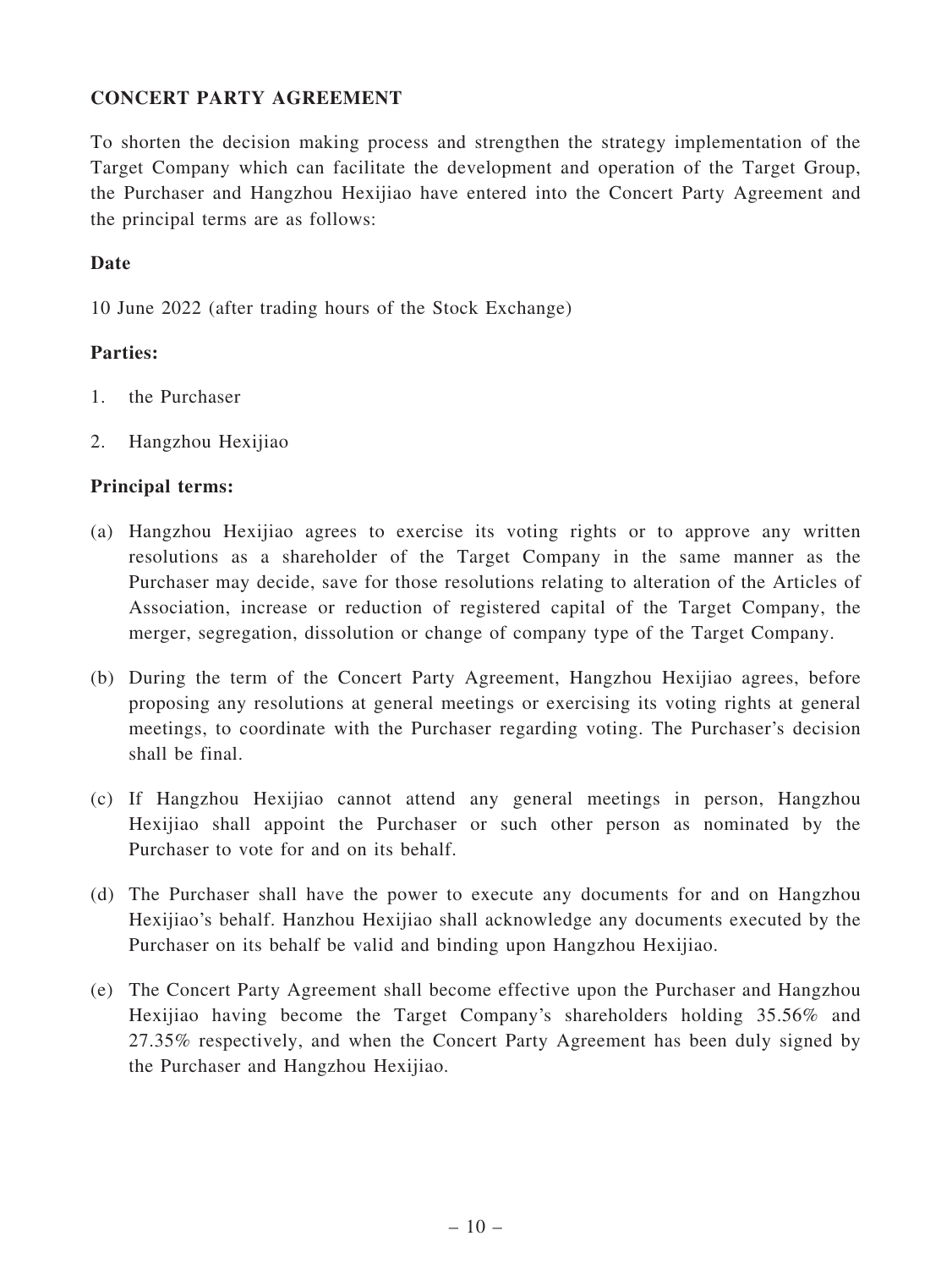## CONCERT PARTY AGREEMENT

To shorten the decision making process and strengthen the strategy implementation of the Target Company which can facilitate the development and operation of the Target Group, the Purchaser and Hangzhou Hexijiao have entered into the Concert Party Agreement and the principal terms are as follows:

### Date

10 June 2022 (after trading hours of the Stock Exchange)

### Parties:

1. the Purchaser
2. Hangzhou Hexijiao

### Principal terms:

(a) Hangzhou Hexijiao agrees to exercise its voting rights or to approve any written resolutions as a shareholder of the Target Company in the same manner as the Purchaser may decide, save for those resolutions relating to alteration of the Articles of Association, increase or reduction of registered capital of the Target Company, the merger, segregation, dissolution or change of company type of the Target Company.

(b) During the term of the Concert Party Agreement, Hangzhou Hexijiao agrees, before proposing any resolutions at general meetings or exercising its voting rights at general meetings, to coordinate with the Purchaser regarding voting. The Purchaser's decision shall be final.

(c) If Hangzhou Hexijiao cannot attend any general meetings in person, Hangzhou Hexijiao shall appoint the Purchaser or such other person as nominated by the Purchaser to vote for and on its behalf.

(d) The Purchaser shall have the power to execute any documents for and on Hangzhou Hexijiao's behalf. Hanzhou Hexijiao shall acknowledge any documents executed by the Purchaser on its behalf be valid and binding upon Hangzhou Hexijiao.

(e) The Concert Party Agreement shall become effective upon the Purchaser and Hangzhou Hexijiao having become the Target Company's shareholders holding 35.56% and 27.35% respectively, and when the Concert Party Agreement has been duly signed by the Purchaser and Hangzhou Hexijiao.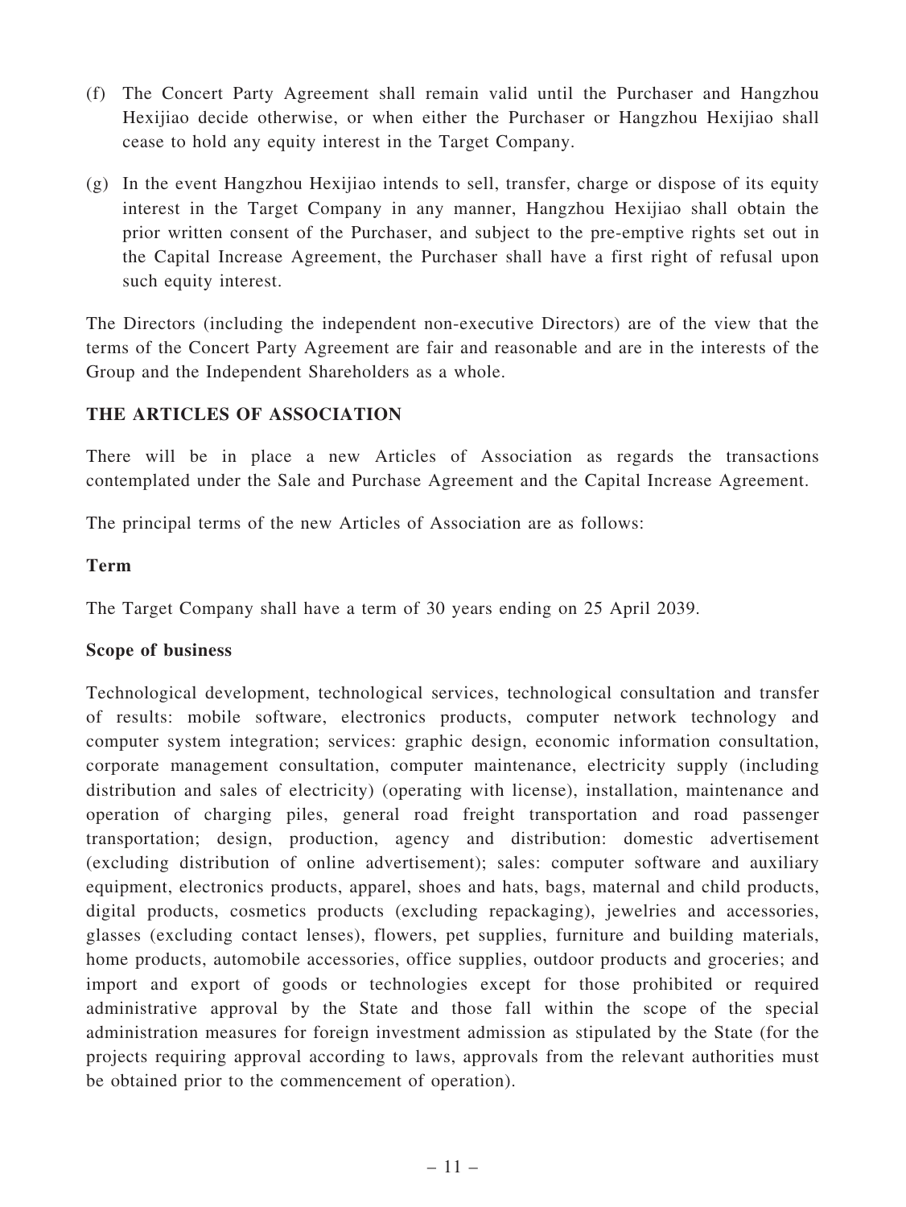(f) The Concert Party Agreement shall remain valid until the Purchaser and Hangzhou Hexijiao decide otherwise, or when either the Purchaser or Hangzhou Hexijiao shall cease to hold any equity interest in the Target Company.

(g) In the event Hangzhou Hexijiao intends to sell, transfer, charge or dispose of its equity interest in the Target Company in any manner, Hangzhou Hexijiao shall obtain the prior written consent of the Purchaser, and subject to the pre-emptive rights set out in the Capital Increase Agreement, the Purchaser shall have a first right of refusal upon such equity interest.

The Directors (including the independent non-executive Directors) are of the view that the terms of the Concert Party Agreement are fair and reasonable and are in the interests of the Group and the Independent Shareholders as a whole.

## THE ARTICLES OF ASSOCIATION

There will be in place a new Articles of Association as regards the transactions contemplated under the Sale and Purchase Agreement and the Capital Increase Agreement.

The principal terms of the new Articles of Association are as follows:

### Term

The Target Company shall have a term of 30 years ending on 25 April 2039.

### Scope of business

Technological development, technological services, technological consultation and transfer of results: mobile software, electronics products, computer network technology and computer system integration; services: graphic design, economic information consultation, corporate management consultation, computer maintenance, electricity supply (including distribution and sales of electricity) (operating with license), installation, maintenance and operation of charging piles, general road freight transportation and road passenger transportation; design, production, agency and distribution: domestic advertisement (excluding distribution of online advertisement); sales: computer software and auxiliary equipment, electronics products, apparel, shoes and hats, bags, maternal and child products, digital products, cosmetics products (excluding repackaging), jewelries and accessories, glasses (excluding contact lenses), flowers, pet supplies, furniture and building materials, home products, automobile accessories, office supplies, outdoor products and groceries; and import and export of goods or technologies except for those prohibited or required administrative approval by the State and those fall within the scope of the special administration measures for foreign investment admission as stipulated by the State (for the projects requiring approval according to laws, approvals from the relevant authorities must be obtained prior to the commencement of operation).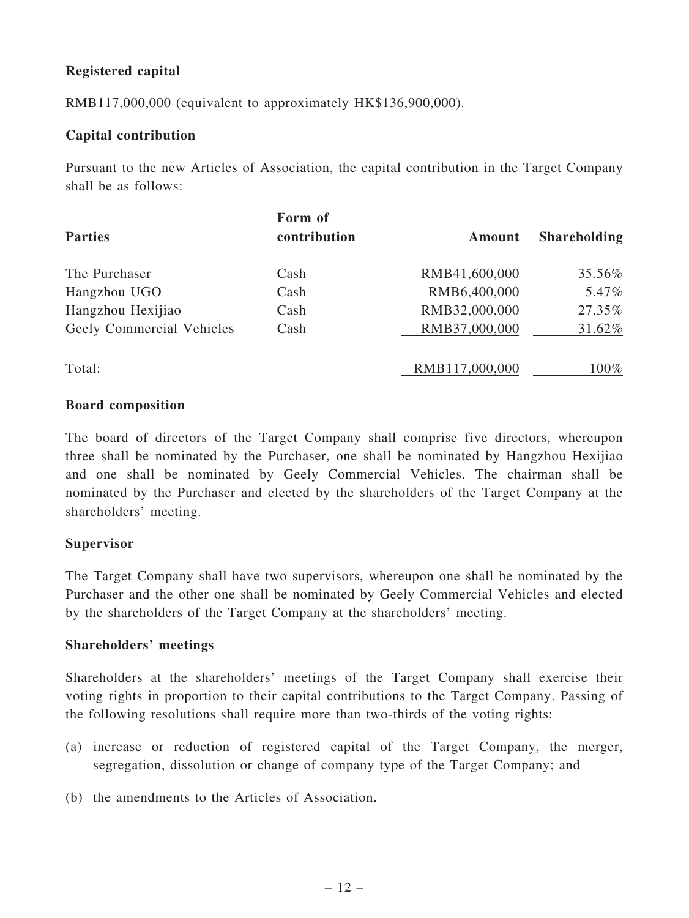**Registered capital**

RMB117,000,000 (equivalent to approximately HK$136,900,000).

**Capital contribution**

Pursuant to the new Articles of Association, the capital contribution in the Target Company shall be as follows:

| Parties | Form of contribution | Amount | Shareholding |
|---|---|---|---|
| The Purchaser | Cash | RMB41,600,000 | 35.56% |
| Hangzhou UGO | Cash | RMB6,400,000 | 5.47% |
| Hangzhou Hexijiao | Cash | RMB32,000,000 | 27.35% |
| Geely Commercial Vehicles | Cash | RMB37,000,000 | 31.62% |
| Total: | | RMB117,000,000 | 100% |

**Board composition**

The board of directors of the Target Company shall comprise five directors, whereupon three shall be nominated by the Purchaser, one shall be nominated by Hangzhou Hexijiao and one shall be nominated by Geely Commercial Vehicles. The chairman shall be nominated by the Purchaser and elected by the shareholders of the Target Company at the shareholders' meeting.

**Supervisor**

The Target Company shall have two supervisors, whereupon one shall be nominated by the Purchaser and the other one shall be nominated by Geely Commercial Vehicles and elected by the shareholders of the Target Company at the shareholders' meeting.

**Shareholders' meetings**

Shareholders at the shareholders' meetings of the Target Company shall exercise their voting rights in proportion to their capital contributions to the Target Company. Passing of the following resolutions shall require more than two-thirds of the voting rights:

(a) increase or reduction of registered capital of the Target Company, the merger, segregation, dissolution or change of company type of the Target Company; and

(b) the amendments to the Articles of Association.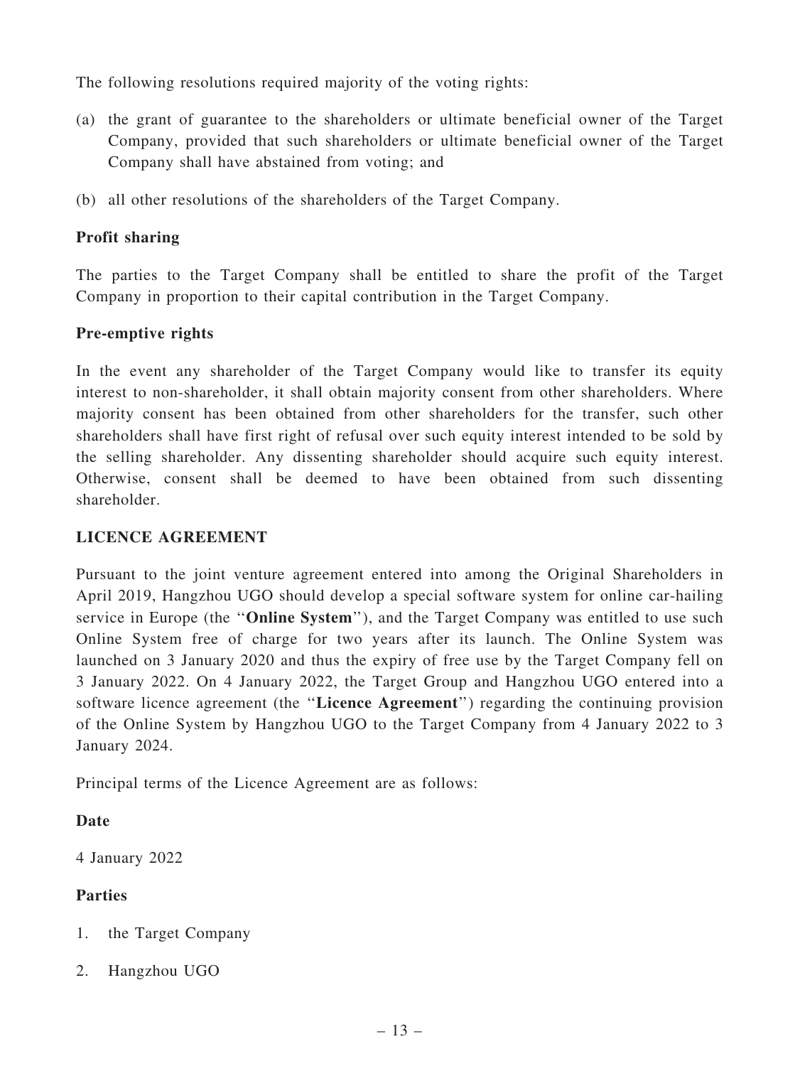The following resolutions required majority of the voting rights:

(a) the grant of guarantee to the shareholders or ultimate beneficial owner of the Target Company, provided that such shareholders or ultimate beneficial owner of the Target Company shall have abstained from voting; and

(b) all other resolutions of the shareholders of the Target Company.

**Profit sharing**

The parties to the Target Company shall be entitled to share the profit of the Target Company in proportion to their capital contribution in the Target Company.

**Pre-emptive rights**

In the event any shareholder of the Target Company would like to transfer its equity interest to non-shareholder, it shall obtain majority consent from other shareholders. Where majority consent has been obtained from other shareholders for the transfer, such other shareholders shall have first right of refusal over such equity interest intended to be sold by the selling shareholder. Any dissenting shareholder should acquire such equity interest. Otherwise, consent shall be deemed to have been obtained from such dissenting shareholder.

**LICENCE AGREEMENT**

Pursuant to the joint venture agreement entered into among the Original Shareholders in April 2019, Hangzhou UGO should develop a special software system for online car-hailing service in Europe (the "**Online System**"), and the Target Company was entitled to use such Online System free of charge for two years after its launch. The Online System was launched on 3 January 2020 and thus the expiry of free use by the Target Company fell on 3 January 2022. On 4 January 2022, the Target Group and Hangzhou UGO entered into a software licence agreement (the "**Licence Agreement**") regarding the continuing provision of the Online System by Hangzhou UGO to the Target Company from 4 January 2022 to 3 January 2024.

Principal terms of the Licence Agreement are as follows:

**Date**

4 January 2022

**Parties**

1. the Target Company
2. Hangzhou UGO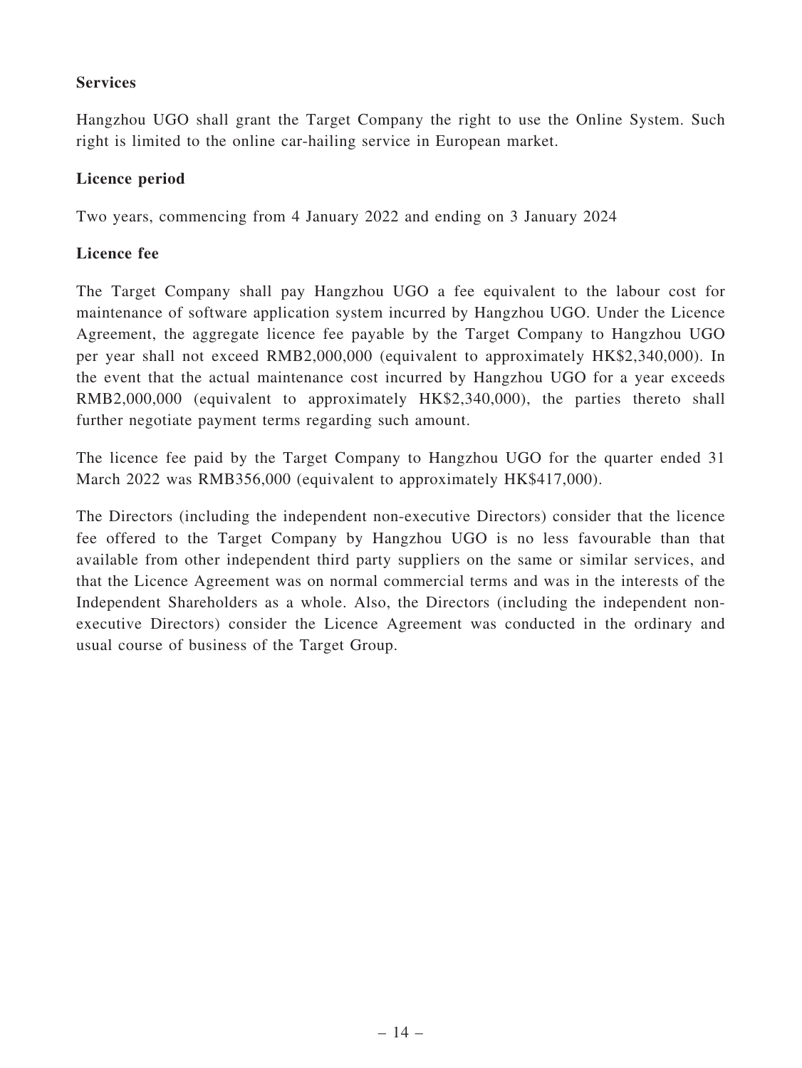**Services**

Hangzhou UGO shall grant the Target Company the right to use the Online System. Such right is limited to the online car-hailing service in European market.

**Licence period**

Two years, commencing from 4 January 2022 and ending on 3 January 2024

**Licence fee**

The Target Company shall pay Hangzhou UGO a fee equivalent to the labour cost for maintenance of software application system incurred by Hangzhou UGO. Under the Licence Agreement, the aggregate licence fee payable by the Target Company to Hangzhou UGO per year shall not exceed RMB2,000,000 (equivalent to approximately HK$2,340,000). In the event that the actual maintenance cost incurred by Hangzhou UGO for a year exceeds RMB2,000,000 (equivalent to approximately HK$2,340,000), the parties thereto shall further negotiate payment terms regarding such amount.

The licence fee paid by the Target Company to Hangzhou UGO for the quarter ended 31 March 2022 was RMB356,000 (equivalent to approximately HK$417,000).

The Directors (including the independent non-executive Directors) consider that the licence fee offered to the Target Company by Hangzhou UGO is no less favourable than that available from other independent third party suppliers on the same or similar services, and that the Licence Agreement was on normal commercial terms and was in the interests of the Independent Shareholders as a whole. Also, the Directors (including the independent non-executive Directors) consider the Licence Agreement was conducted in the ordinary and usual course of business of the Target Group.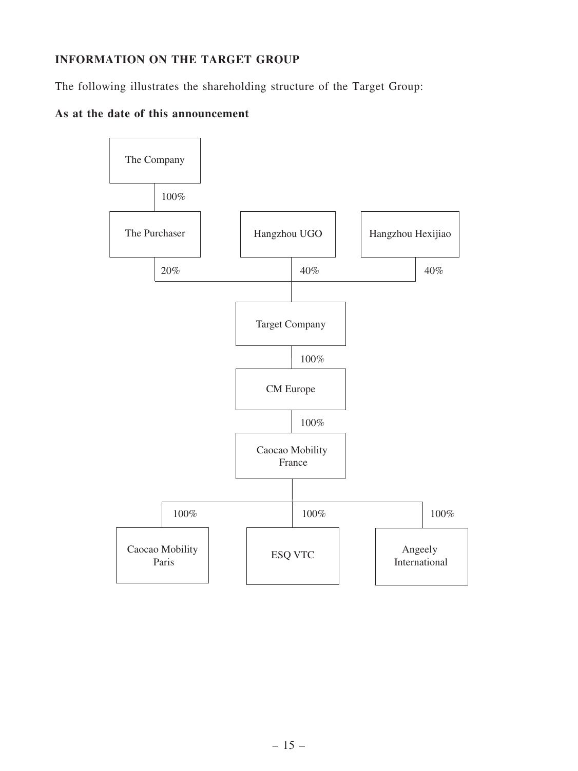**INFORMATION ON THE TARGET GROUP**

The following illustrates the shareholding structure of the Target Group:

**As at the date of this announcement**

The Company

100%

The Purchaser

Hangzhou UGO

Hangzhou Hexijiao

20%

40%

40%

Target Company

100%

CM Europe

100%

Caocao Mobility France

100%

100%

100%

Caocao Mobility Paris

ESQ VTC

Angeely International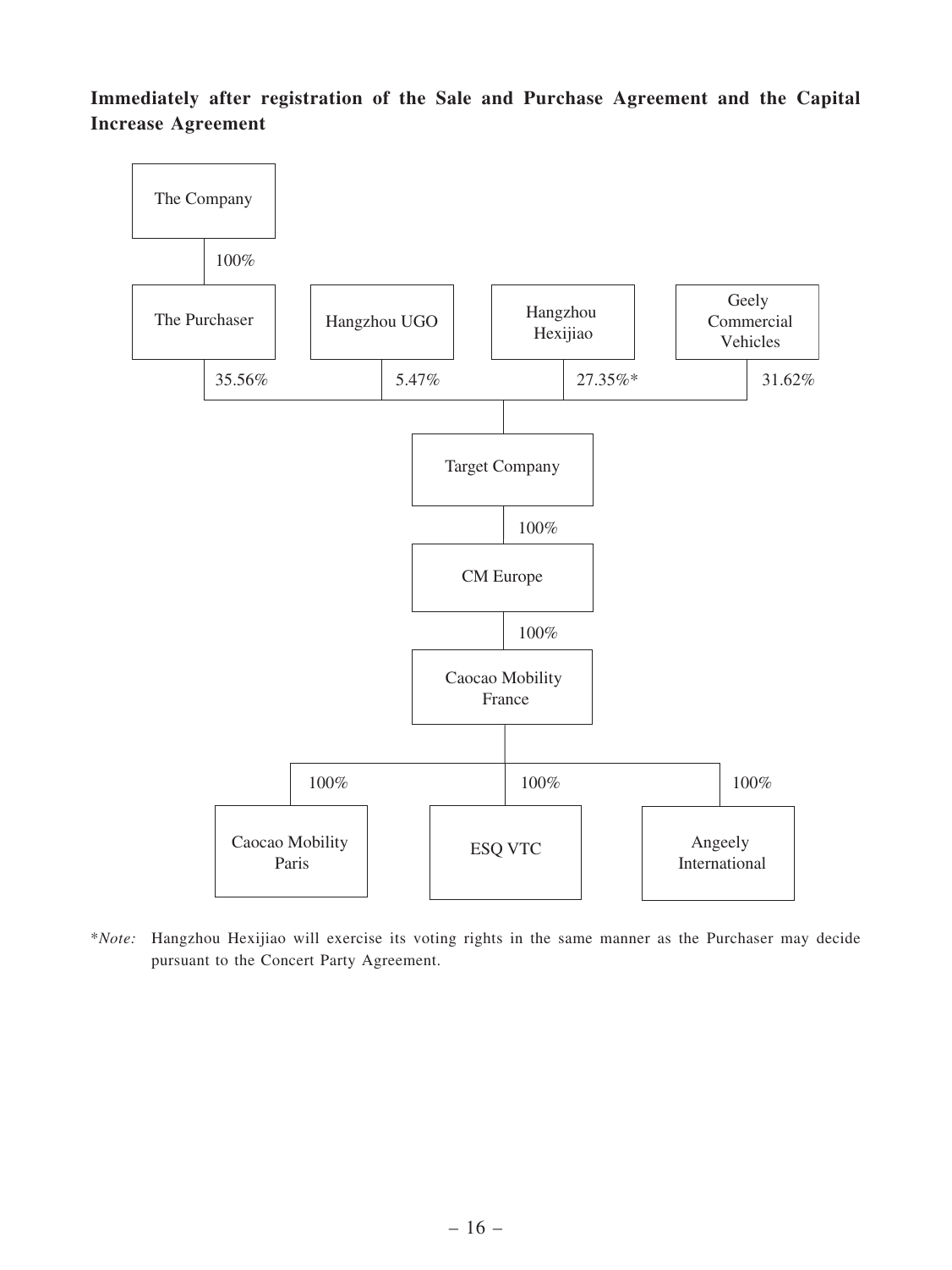**Immediately after registration of the Sale and Purchase Agreement and the Capital Increase Agreement**

The Company

100%

The Purchaser

Hangzhou UGO

Hangzhou Hexijiao

Geely Commercial Vehicles

35.56%

5.47%

27.35%*

31.62%

Target Company

100%

CM Europe

100%

Caocao Mobility France

100%

100%

100%

Caocao Mobility Paris

ESQ VTC

Angeely International

\**Note:* Hangzhou Hexijiao will exercise its voting rights in the same manner as the Purchaser may decide pursuant to the Concert Party Agreement.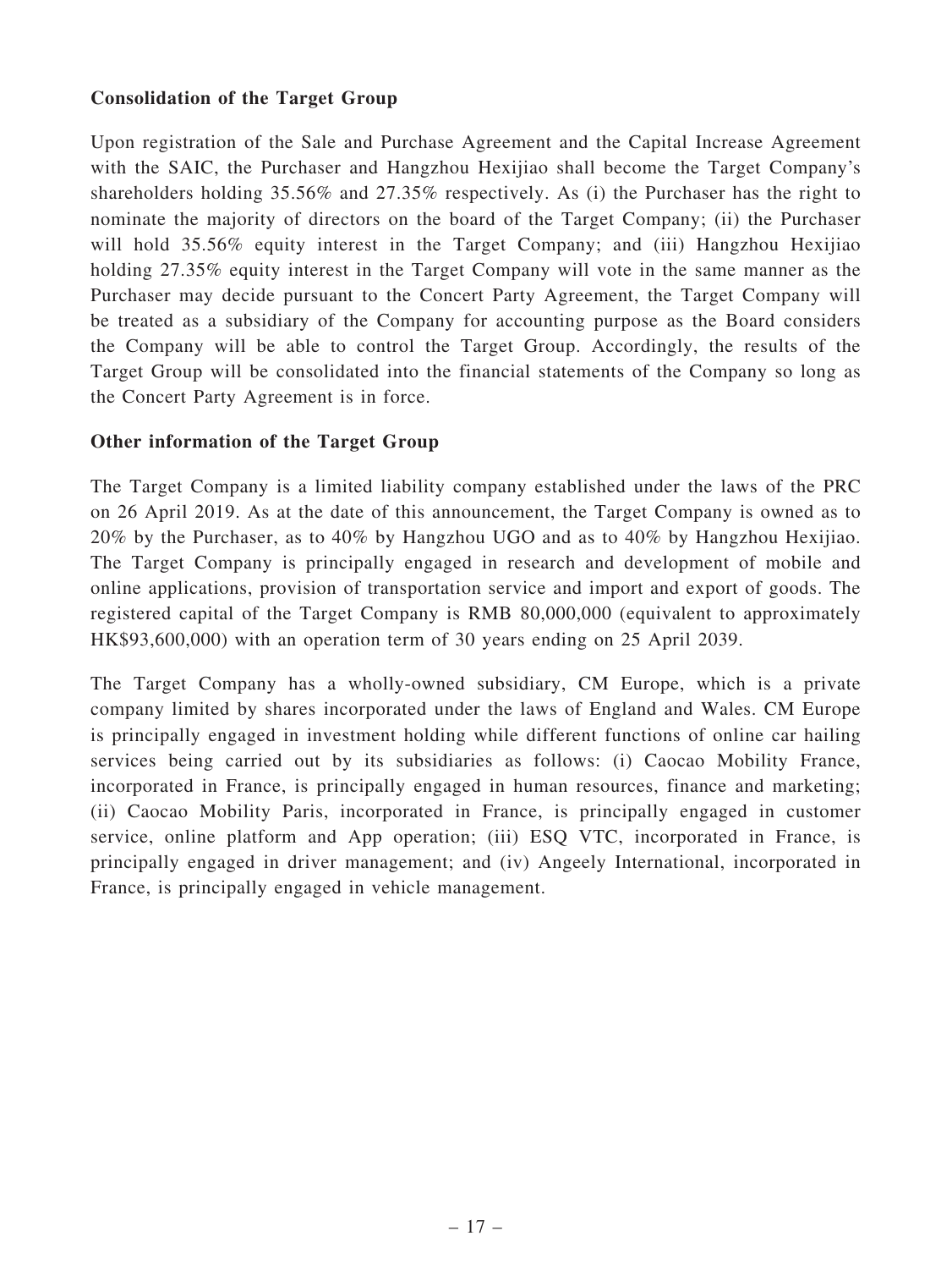**Consolidation of the Target Group**

Upon registration of the Sale and Purchase Agreement and the Capital Increase Agreement with the SAIC, the Purchaser and Hangzhou Hexijiao shall become the Target Company's shareholders holding 35.56% and 27.35% respectively. As (i) the Purchaser has the right to nominate the majority of directors on the board of the Target Company; (ii) the Purchaser will hold 35.56% equity interest in the Target Company; and (iii) Hangzhou Hexijiao holding 27.35% equity interest in the Target Company will vote in the same manner as the Purchaser may decide pursuant to the Concert Party Agreement, the Target Company will be treated as a subsidiary of the Company for accounting purpose as the Board considers the Company will be able to control the Target Group. Accordingly, the results of the Target Group will be consolidated into the financial statements of the Company so long as the Concert Party Agreement is in force.

**Other information of the Target Group**

The Target Company is a limited liability company established under the laws of the PRC on 26 April 2019. As at the date of this announcement, the Target Company is owned as to 20% by the Purchaser, as to 40% by Hangzhou UGO and as to 40% by Hangzhou Hexijiao. The Target Company is principally engaged in research and development of mobile and online applications, provision of transportation service and import and export of goods. The registered capital of the Target Company is RMB 80,000,000 (equivalent to approximately HK$93,600,000) with an operation term of 30 years ending on 25 April 2039.

The Target Company has a wholly-owned subsidiary, CM Europe, which is a private company limited by shares incorporated under the laws of England and Wales. CM Europe is principally engaged in investment holding while different functions of online car hailing services being carried out by its subsidiaries as follows: (i) Caocao Mobility France, incorporated in France, is principally engaged in human resources, finance and marketing; (ii) Caocao Mobility Paris, incorporated in France, is principally engaged in customer service, online platform and App operation; (iii) ESQ VTC, incorporated in France, is principally engaged in driver management; and (iv) Angeely International, incorporated in France, is principally engaged in vehicle management.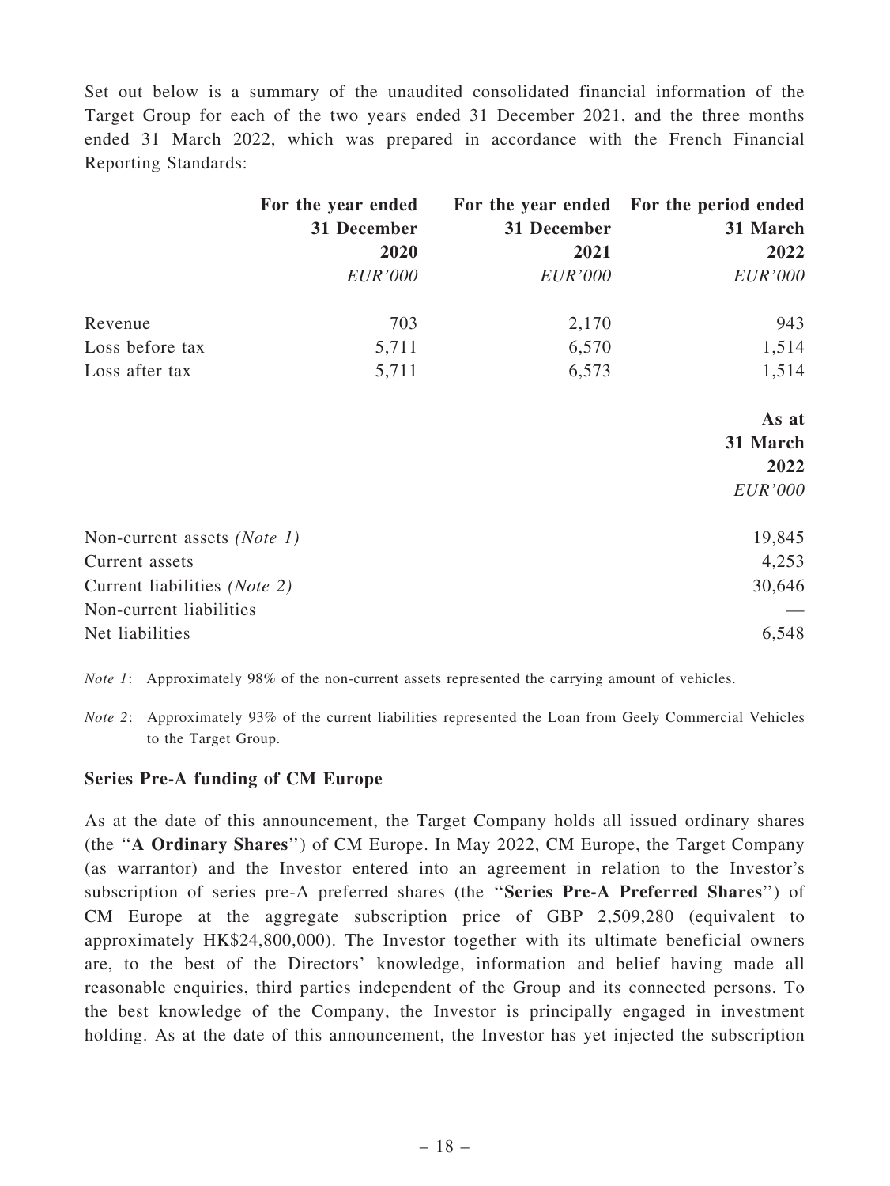Set out below is a summary of the unaudited consolidated financial information of the Target Group for each of the two years ended 31 December 2021, and the three months ended 31 March 2022, which was prepared in accordance with the French Financial Reporting Standards:

| | For the year ended 31 December 2020 | For the year ended 31 December 2021 | For the period ended 31 March 2022 |
|---|---|---|---|
| | *EUR'000* | *EUR'000* | *EUR'000* |
| Revenue | 703 | 2,170 | 943 |
| Loss before tax | 5,711 | 6,570 | 1,514 |
| Loss after tax | 5,711 | 6,573 | 1,514 |

| | As at 31 March 2022 |
|---|---|
| | *EUR'000* |
| Non-current assets *(Note 1)* | 19,845 |
| Current assets | 4,253 |
| Current liabilities *(Note 2)* | 30,646 |
| Non-current liabilities | — |
| Net liabilities | 6,548 |

*Note 1*: Approximately 98% of the non-current assets represented the carrying amount of vehicles.

*Note 2*: Approximately 93% of the current liabilities represented the Loan from Geely Commercial Vehicles to the Target Group.

**Series Pre-A funding of CM Europe**

As at the date of this announcement, the Target Company holds all issued ordinary shares (the "**A Ordinary Shares**") of CM Europe. In May 2022, CM Europe, the Target Company (as warrantor) and the Investor entered into an agreement in relation to the Investor's subscription of series pre-A preferred shares (the "**Series Pre-A Preferred Shares**") of CM Europe at the aggregate subscription price of GBP 2,509,280 (equivalent to approximately HK$24,800,000). The Investor together with its ultimate beneficial owners are, to the best of the Directors' knowledge, information and belief having made all reasonable enquiries, third parties independent of the Group and its connected persons. To the best knowledge of the Company, the Investor is principally engaged in investment holding. As at the date of this announcement, the Investor has yet injected the subscription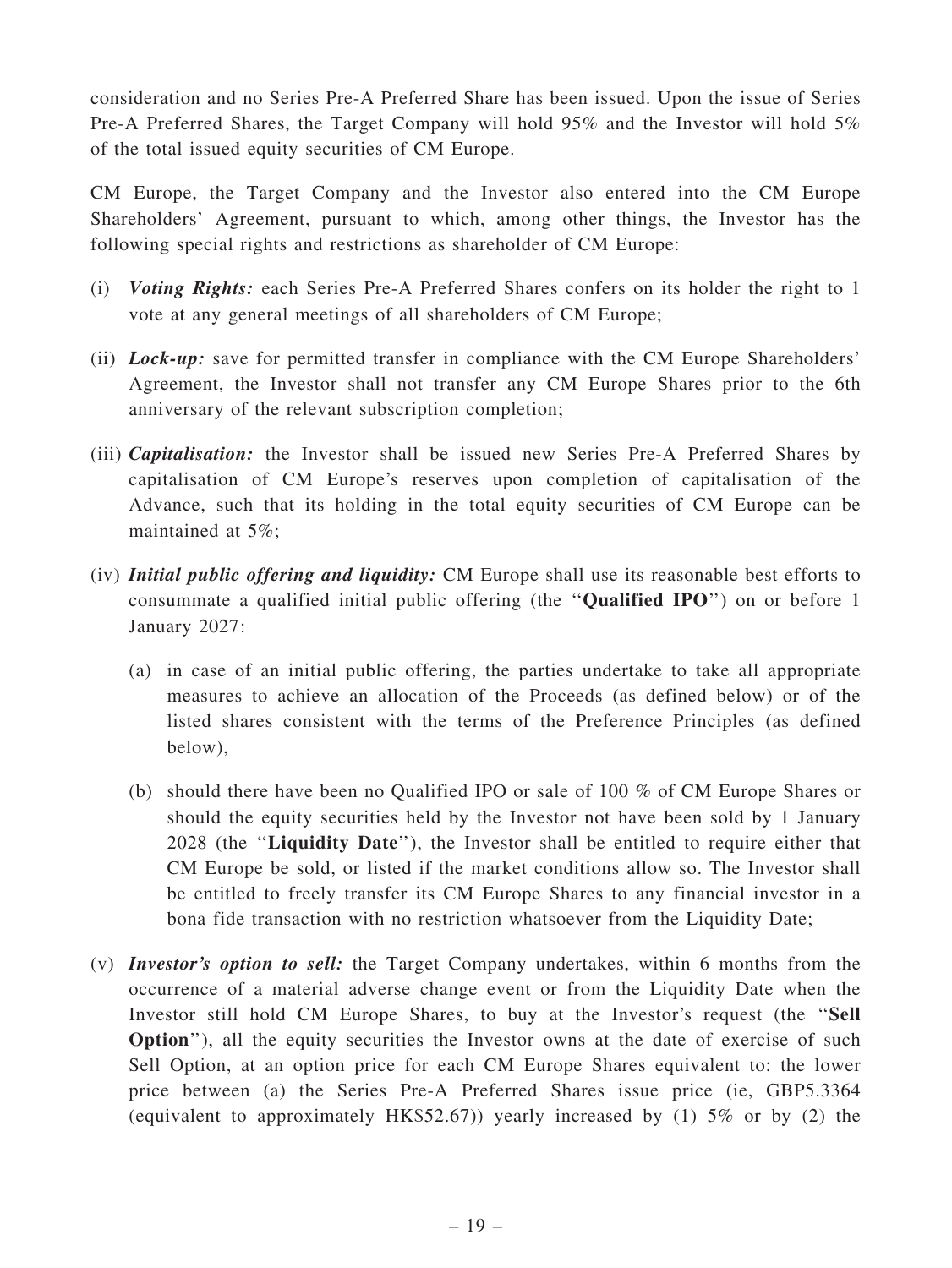consideration and no Series Pre-A Preferred Share has been issued. Upon the issue of Series Pre-A Preferred Shares, the Target Company will hold 95% and the Investor will hold 5% of the total issued equity securities of CM Europe.

CM Europe, the Target Company and the Investor also entered into the CM Europe Shareholders' Agreement, pursuant to which, among other things, the Investor has the following special rights and restrictions as shareholder of CM Europe:

(i) ***Voting Rights:*** each Series Pre-A Preferred Shares confers on its holder the right to 1 vote at any general meetings of all shareholders of CM Europe;

(ii) ***Lock-up:*** save for permitted transfer in compliance with the CM Europe Shareholders' Agreement, the Investor shall not transfer any CM Europe Shares prior to the 6th anniversary of the relevant subscription completion;

(iii) ***Capitalisation:*** the Investor shall be issued new Series Pre-A Preferred Shares by capitalisation of CM Europe's reserves upon completion of capitalisation of the Advance, such that its holding in the total equity securities of CM Europe can be maintained at 5%;

(iv) ***Initial public offering and liquidity:*** CM Europe shall use its reasonable best efforts to consummate a qualified initial public offering (the "**Qualified IPO**") on or before 1 January 2027:

   (a) in case of an initial public offering, the parties undertake to take all appropriate measures to achieve an allocation of the Proceeds (as defined below) or of the listed shares consistent with the terms of the Preference Principles (as defined below),

   (b) should there have been no Qualified IPO or sale of 100 % of CM Europe Shares or should the equity securities held by the Investor not have been sold by 1 January 2028 (the "**Liquidity Date**"), the Investor shall be entitled to require either that CM Europe be sold, or listed if the market conditions allow so. The Investor shall be entitled to freely transfer its CM Europe Shares to any financial investor in a bona fide transaction with no restriction whatsoever from the Liquidity Date;

(v) ***Investor's option to sell:*** the Target Company undertakes, within 6 months from the occurrence of a material adverse change event or from the Liquidity Date when the Investor still hold CM Europe Shares, to buy at the Investor's request (the "**Sell Option**"), all the equity securities the Investor owns at the date of exercise of such Sell Option, at an option price for each CM Europe Shares equivalent to: the lower price between (a) the Series Pre-A Preferred Shares issue price (ie, GBP5.3364 (equivalent to approximately HK$52.67)) yearly increased by (1) 5% or by (2) the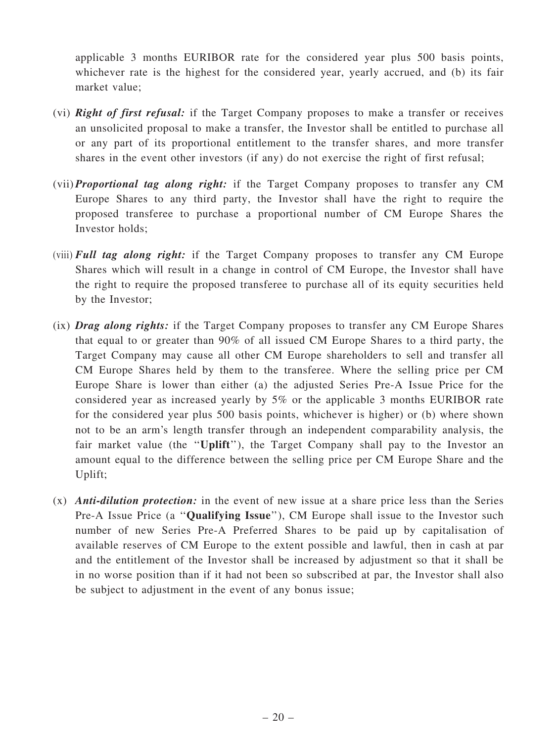applicable 3 months EURIBOR rate for the considered year plus 500 basis points, whichever rate is the highest for the considered year, yearly accrued, and (b) its fair market value;

(vi) ***Right of first refusal:*** if the Target Company proposes to make a transfer or receives an unsolicited proposal to make a transfer, the Investor shall be entitled to purchase all or any part of its proportional entitlement to the transfer shares, and more transfer shares in the event other investors (if any) do not exercise the right of first refusal;

(vii) ***Proportional tag along right:*** if the Target Company proposes to transfer any CM Europe Shares to any third party, the Investor shall have the right to require the proposed transferee to purchase a proportional number of CM Europe Shares the Investor holds;

(viii) ***Full tag along right:*** if the Target Company proposes to transfer any CM Europe Shares which will result in a change in control of CM Europe, the Investor shall have the right to require the proposed transferee to purchase all of its equity securities held by the Investor;

(ix) ***Drag along rights:*** if the Target Company proposes to transfer any CM Europe Shares that equal to or greater than 90% of all issued CM Europe Shares to a third party, the Target Company may cause all other CM Europe shareholders to sell and transfer all CM Europe Shares held by them to the transferee. Where the selling price per CM Europe Share is lower than either (a) the adjusted Series Pre-A Issue Price for the considered year as increased yearly by 5% or the applicable 3 months EURIBOR rate for the considered year plus 500 basis points, whichever is higher) or (b) where shown not to be an arm's length transfer through an independent comparability analysis, the fair market value (the "**Uplift**"), the Target Company shall pay to the Investor an amount equal to the difference between the selling price per CM Europe Share and the Uplift;

(x) ***Anti-dilution protection:*** in the event of new issue at a share price less than the Series Pre-A Issue Price (a "**Qualifying Issue**"), CM Europe shall issue to the Investor such number of new Series Pre-A Preferred Shares to be paid up by capitalisation of available reserves of CM Europe to the extent possible and lawful, then in cash at par and the entitlement of the Investor shall be increased by adjustment so that it shall be in no worse position than if it had not been so subscribed at par, the Investor shall also be subject to adjustment in the event of any bonus issue;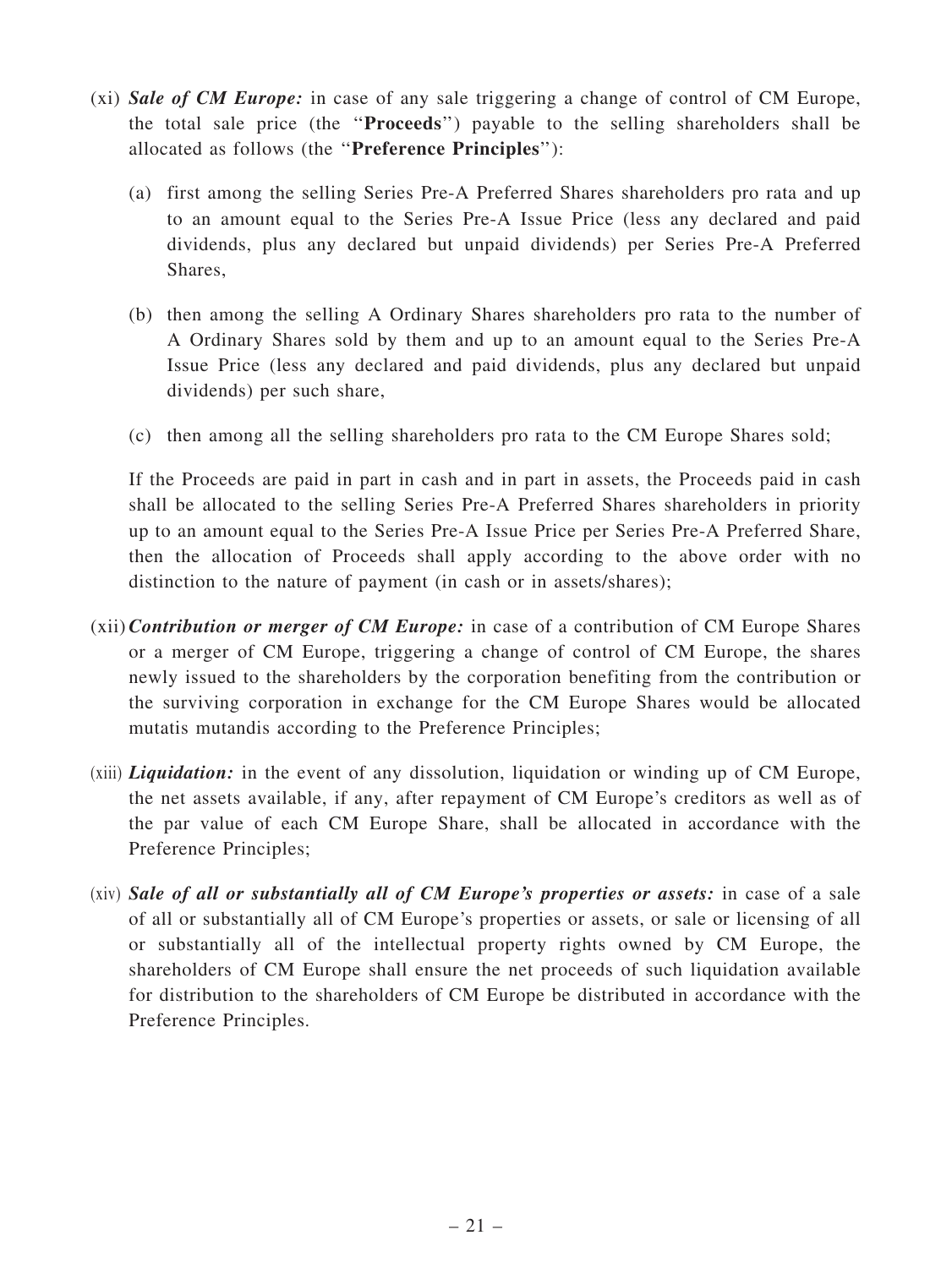(xi) ***Sale of CM Europe:*** in case of any sale triggering a change of control of CM Europe, the total sale price (the "**Proceeds**") payable to the selling shareholders shall be allocated as follows (the "**Preference Principles**"):

  (a) first among the selling Series Pre-A Preferred Shares shareholders pro rata and up to an amount equal to the Series Pre-A Issue Price (less any declared and paid dividends, plus any declared but unpaid dividends) per Series Pre-A Preferred Shares,

  (b) then among the selling A Ordinary Shares shareholders pro rata to the number of A Ordinary Shares sold by them and up to an amount equal to the Series Pre-A Issue Price (less any declared and paid dividends, plus any declared but unpaid dividends) per such share,

  (c) then among all the selling shareholders pro rata to the CM Europe Shares sold;

  If the Proceeds are paid in part in cash and in part in assets, the Proceeds paid in cash shall be allocated to the selling Series Pre-A Preferred Shares shareholders in priority up to an amount equal to the Series Pre-A Issue Price per Series Pre-A Preferred Share, then the allocation of Proceeds shall apply according to the above order with no distinction to the nature of payment (in cash or in assets/shares);

(xii) ***Contribution or merger of CM Europe:*** in case of a contribution of CM Europe Shares or a merger of CM Europe, triggering a change of control of CM Europe, the shares newly issued to the shareholders by the corporation benefiting from the contribution or the surviving corporation in exchange for the CM Europe Shares would be allocated mutatis mutandis according to the Preference Principles;

(xiii) ***Liquidation:*** in the event of any dissolution, liquidation or winding up of CM Europe, the net assets available, if any, after repayment of CM Europe's creditors as well as of the par value of each CM Europe Share, shall be allocated in accordance with the Preference Principles;

(xiv) ***Sale of all or substantially all of CM Europe's properties or assets:*** in case of a sale of all or substantially all of CM Europe's properties or assets, or sale or licensing of all or substantially all of the intellectual property rights owned by CM Europe, the shareholders of CM Europe shall ensure the net proceeds of such liquidation available for distribution to the shareholders of CM Europe be distributed in accordance with the Preference Principles.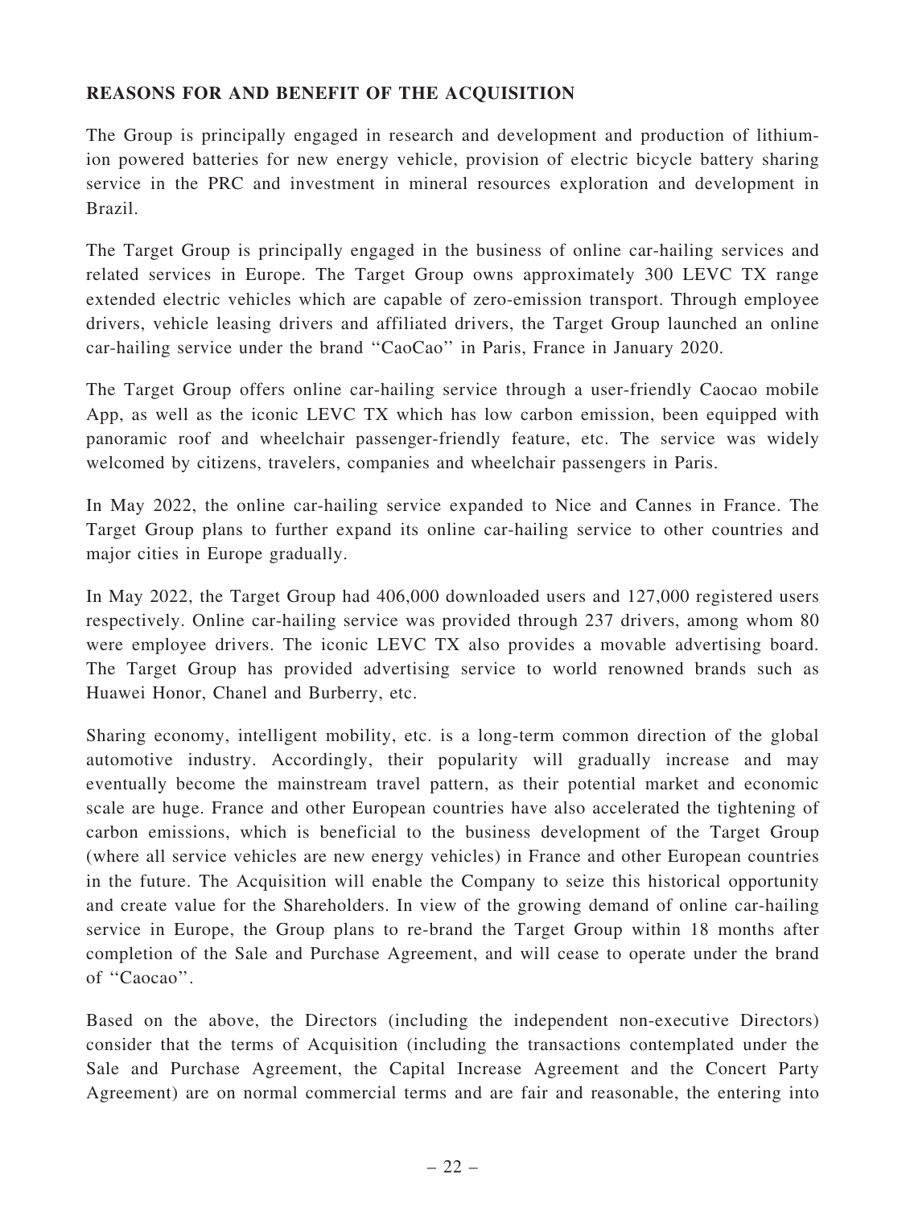**REASONS FOR AND BENEFIT OF THE ACQUISITION**

The Group is principally engaged in research and development and production of lithium-ion powered batteries for new energy vehicle, provision of electric bicycle battery sharing service in the PRC and investment in mineral resources exploration and development in Brazil.

The Target Group is principally engaged in the business of online car-hailing services and related services in Europe. The Target Group owns approximately 300 LEVC TX range extended electric vehicles which are capable of zero-emission transport. Through employee drivers, vehicle leasing drivers and affiliated drivers, the Target Group launched an online car-hailing service under the brand "CaoCao" in Paris, France in January 2020.

The Target Group offers online car-hailing service through a user-friendly Caocao mobile App, as well as the iconic LEVC TX which has low carbon emission, been equipped with panoramic roof and wheelchair passenger-friendly feature, etc. The service was widely welcomed by citizens, travelers, companies and wheelchair passengers in Paris.

In May 2022, the online car-hailing service expanded to Nice and Cannes in France. The Target Group plans to further expand its online car-hailing service to other countries and major cities in Europe gradually.

In May 2022, the Target Group had 406,000 downloaded users and 127,000 registered users respectively. Online car-hailing service was provided through 237 drivers, among whom 80 were employee drivers. The iconic LEVC TX also provides a movable advertising board. The Target Group has provided advertising service to world renowned brands such as Huawei Honor, Chanel and Burberry, etc.

Sharing economy, intelligent mobility, etc. is a long-term common direction of the global automotive industry. Accordingly, their popularity will gradually increase and may eventually become the mainstream travel pattern, as their potential market and economic scale are huge. France and other European countries have also accelerated the tightening of carbon emissions, which is beneficial to the business development of the Target Group (where all service vehicles are new energy vehicles) in France and other European countries in the future. The Acquisition will enable the Company to seize this historical opportunity and create value for the Shareholders. In view of the growing demand of online car-hailing service in Europe, the Group plans to re-brand the Target Group within 18 months after completion of the Sale and Purchase Agreement, and will cease to operate under the brand of "Caocao".

Based on the above, the Directors (including the independent non-executive Directors) consider that the terms of Acquisition (including the transactions contemplated under the Sale and Purchase Agreement, the Capital Increase Agreement and the Concert Party Agreement) are on normal commercial terms and are fair and reasonable, the entering into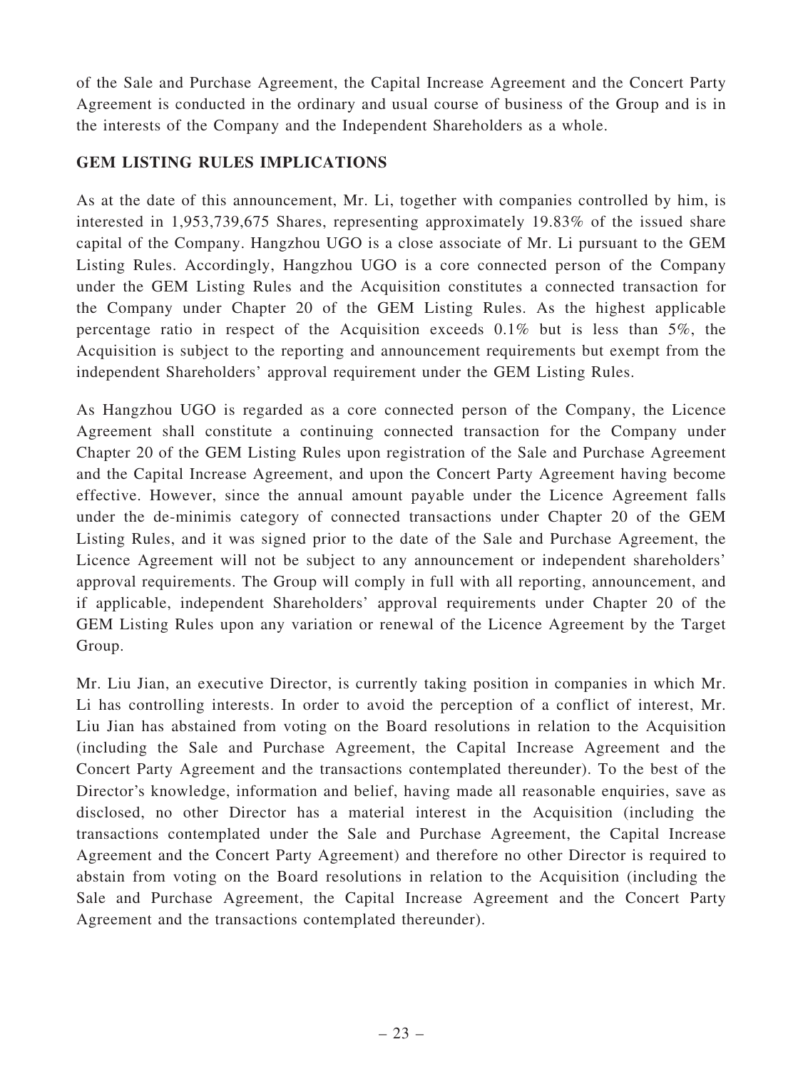of the Sale and Purchase Agreement, the Capital Increase Agreement and the Concert Party Agreement is conducted in the ordinary and usual course of business of the Group and is in the interests of the Company and the Independent Shareholders as a whole.

## GEM LISTING RULES IMPLICATIONS

As at the date of this announcement, Mr. Li, together with companies controlled by him, is interested in 1,953,739,675 Shares, representing approximately 19.83% of the issued share capital of the Company. Hangzhou UGO is a close associate of Mr. Li pursuant to the GEM Listing Rules. Accordingly, Hangzhou UGO is a core connected person of the Company under the GEM Listing Rules and the Acquisition constitutes a connected transaction for the Company under Chapter 20 of the GEM Listing Rules. As the highest applicable percentage ratio in respect of the Acquisition exceeds 0.1% but is less than 5%, the Acquisition is subject to the reporting and announcement requirements but exempt from the independent Shareholders' approval requirement under the GEM Listing Rules.

As Hangzhou UGO is regarded as a core connected person of the Company, the Licence Agreement shall constitute a continuing connected transaction for the Company under Chapter 20 of the GEM Listing Rules upon registration of the Sale and Purchase Agreement and the Capital Increase Agreement, and upon the Concert Party Agreement having become effective. However, since the annual amount payable under the Licence Agreement falls under the de-minimis category of connected transactions under Chapter 20 of the GEM Listing Rules, and it was signed prior to the date of the Sale and Purchase Agreement, the Licence Agreement will not be subject to any announcement or independent shareholders' approval requirements. The Group will comply in full with all reporting, announcement, and if applicable, independent Shareholders' approval requirements under Chapter 20 of the GEM Listing Rules upon any variation or renewal of the Licence Agreement by the Target Group.

Mr. Liu Jian, an executive Director, is currently taking position in companies in which Mr. Li has controlling interests. In order to avoid the perception of a conflict of interest, Mr. Liu Jian has abstained from voting on the Board resolutions in relation to the Acquisition (including the Sale and Purchase Agreement, the Capital Increase Agreement and the Concert Party Agreement and the transactions contemplated thereunder). To the best of the Director's knowledge, information and belief, having made all reasonable enquiries, save as disclosed, no other Director has a material interest in the Acquisition (including the transactions contemplated under the Sale and Purchase Agreement, the Capital Increase Agreement and the Concert Party Agreement) and therefore no other Director is required to abstain from voting on the Board resolutions in relation to the Acquisition (including the Sale and Purchase Agreement, the Capital Increase Agreement and the Concert Party Agreement and the transactions contemplated thereunder).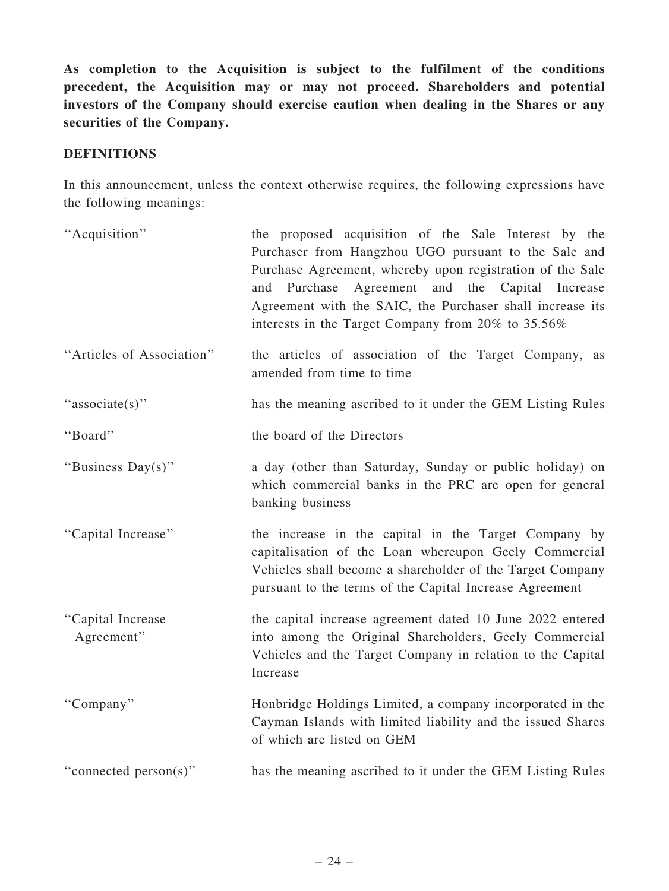**As completion to the Acquisition is subject to the fulfilment of the conditions precedent, the Acquisition may or may not proceed. Shareholders and potential investors of the Company should exercise caution when dealing in the Shares or any securities of the Company.**

## DEFINITIONS

In this announcement, unless the context otherwise requires, the following expressions have the following meanings:

| | |
|---|---|
| "Acquisition" | the proposed acquisition of the Sale Interest by the Purchaser from Hangzhou UGO pursuant to the Sale and Purchase Agreement, whereby upon registration of the Sale and Purchase Agreement and the Capital Increase Agreement with the SAIC, the Purchaser shall increase its interests in the Target Company from 20% to 35.56% |
| "Articles of Association" | the articles of association of the Target Company, as amended from time to time |
| "associate(s)" | has the meaning ascribed to it under the GEM Listing Rules |
| "Board" | the board of the Directors |
| "Business Day(s)" | a day (other than Saturday, Sunday or public holiday) on which commercial banks in the PRC are open for general banking business |
| "Capital Increase" | the increase in the capital in the Target Company by capitalisation of the Loan whereupon Geely Commercial Vehicles shall become a shareholder of the Target Company pursuant to the terms of the Capital Increase Agreement |
| "Capital Increase Agreement" | the capital increase agreement dated 10 June 2022 entered into among the Original Shareholders, Geely Commercial Vehicles and the Target Company in relation to the Capital Increase |
| "Company" | Honbridge Holdings Limited, a company incorporated in the Cayman Islands with limited liability and the issued Shares of which are listed on GEM |
| "connected person(s)" | has the meaning ascribed to it under the GEM Listing Rules |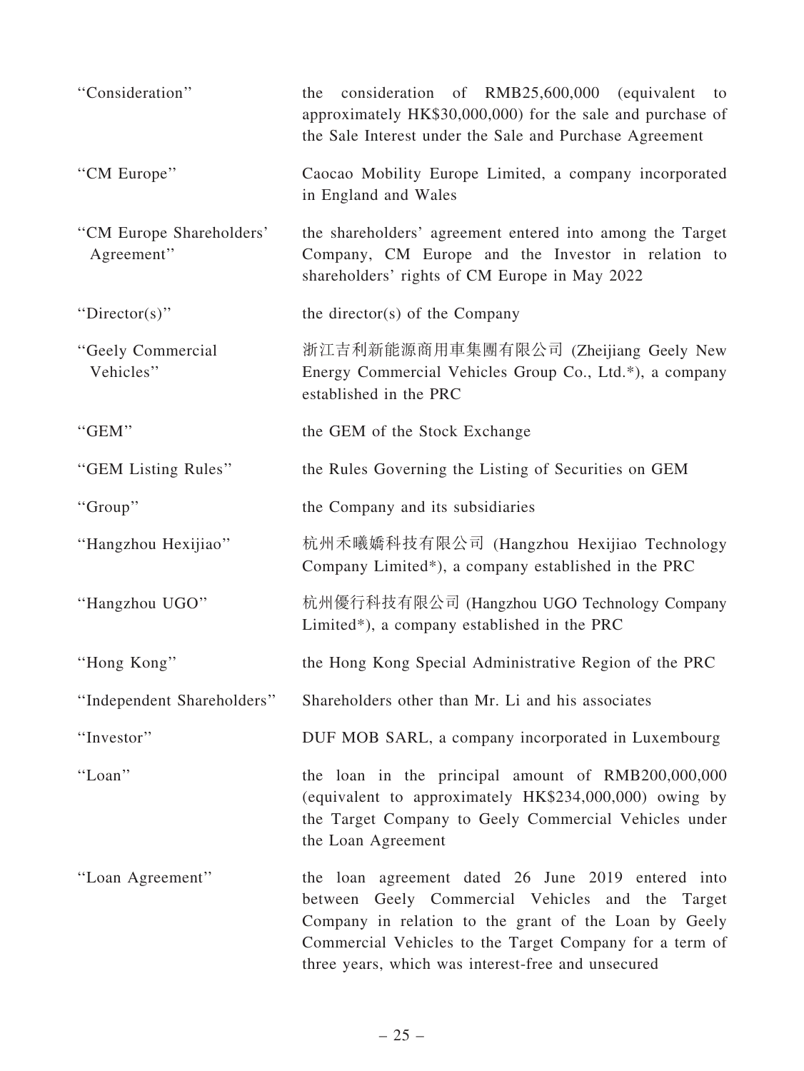| | |
|---|---|
| "Consideration" | the consideration of RMB25,600,000 (equivalent to approximately HK$30,000,000) for the sale and purchase of the Sale Interest under the Sale and Purchase Agreement |
| "CM Europe" | Caocao Mobility Europe Limited, a company incorporated in England and Wales |
| "CM Europe Shareholders' Agreement" | the shareholders' agreement entered into among the Target Company, CM Europe and the Investor in relation to shareholders' rights of CM Europe in May 2022 |
| "Director(s)" | the director(s) of the Company |
| "Geely Commercial Vehicles" | 浙江吉利新能源商用車集團有限公司 (Zheijiang Geely New Energy Commercial Vehicles Group Co., Ltd.*), a company established in the PRC |
| "GEM" | the GEM of the Stock Exchange |
| "GEM Listing Rules" | the Rules Governing the Listing of Securities on GEM |
| "Group" | the Company and its subsidiaries |
| "Hangzhou Hexijiao" | 杭州禾曦嬌科技有限公司 (Hangzhou Hexijiao Technology Company Limited*), a company established in the PRC |
| "Hangzhou UGO" | 杭州優行科技有限公司 (Hangzhou UGO Technology Company Limited*), a company established in the PRC |
| "Hong Kong" | the Hong Kong Special Administrative Region of the PRC |
| "Independent Shareholders" | Shareholders other than Mr. Li and his associates |
| "Investor" | DUF MOB SARL, a company incorporated in Luxembourg |
| "Loan" | the loan in the principal amount of RMB200,000,000 (equivalent to approximately HK$234,000,000) owing by the Target Company to Geely Commercial Vehicles under the Loan Agreement |
| "Loan Agreement" | the loan agreement dated 26 June 2019 entered into between Geely Commercial Vehicles and the Target Company in relation to the grant of the Loan by Geely Commercial Vehicles to the Target Company for a term of three years, which was interest-free and unsecured |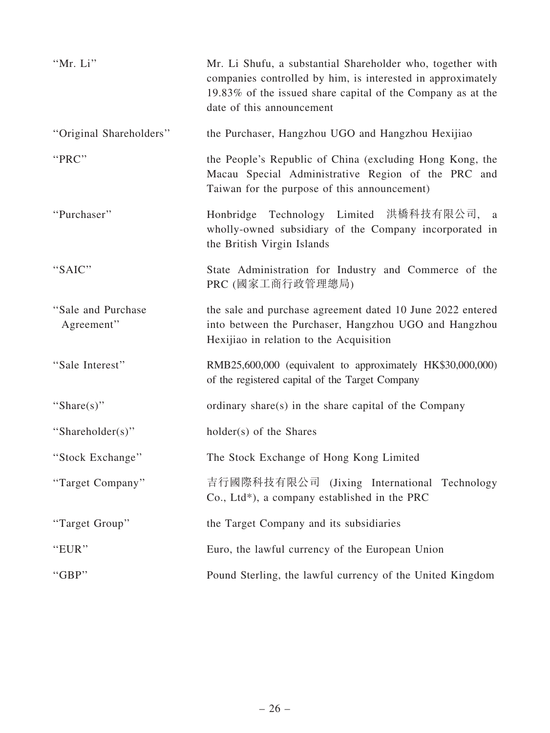| | |
|---|---|
| "Mr. Li" | Mr. Li Shufu, a substantial Shareholder who, together with companies controlled by him, is interested in approximately 19.83% of the issued share capital of the Company as at the date of this announcement |
| "Original Shareholders" | the Purchaser, Hangzhou UGO and Hangzhou Hexijiao |
| "PRC" | the People's Republic of China (excluding Hong Kong, the Macau Special Administrative Region of the PRC and Taiwan for the purpose of this announcement) |
| "Purchaser" | Honbridge Technology Limited 洪橋科技有限公司, a wholly-owned subsidiary of the Company incorporated in the British Virgin Islands |
| "SAIC" | State Administration for Industry and Commerce of the PRC (國家工商行政管理總局) |
| "Sale and Purchase Agreement" | the sale and purchase agreement dated 10 June 2022 entered into between the Purchaser, Hangzhou UGO and Hangzhou Hexijiao in relation to the Acquisition |
| "Sale Interest" | RMB25,600,000 (equivalent to approximately HK$30,000,000) of the registered capital of the Target Company |
| "Share(s)" | ordinary share(s) in the share capital of the Company |
| "Shareholder(s)" | holder(s) of the Shares |
| "Stock Exchange" | The Stock Exchange of Hong Kong Limited |
| "Target Company" | 吉行國際科技有限公司 (Jixing International Technology Co., Ltd*), a company established in the PRC |
| "Target Group" | the Target Company and its subsidiaries |
| "EUR" | Euro, the lawful currency of the European Union |
| "GBP" | Pound Sterling, the lawful currency of the United Kingdom |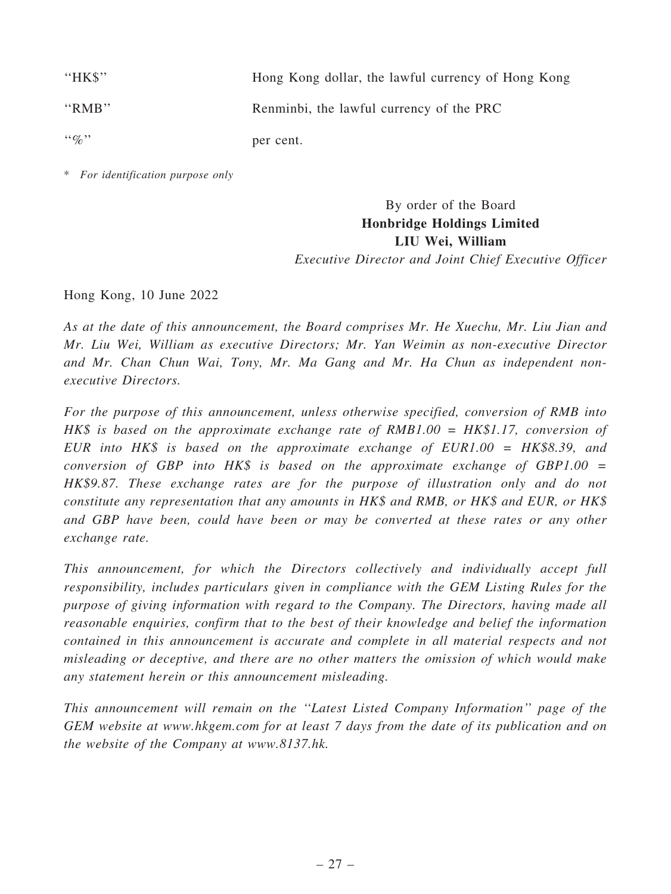| | |
|---|---|
| "HK$" | Hong Kong dollar, the lawful currency of Hong Kong |
| "RMB" | Renminbi, the lawful currency of the PRC |
| "%" | per cent. |

* *For identification purpose only*

By order of the Board
**Honbridge Holdings Limited**
**LIU Wei, William**
*Executive Director and Joint Chief Executive Officer*

Hong Kong, 10 June 2022

*As at the date of this announcement, the Board comprises Mr. He Xuechu, Mr. Liu Jian and Mr. Liu Wei, William as executive Directors; Mr. Yan Weimin as non-executive Director and Mr. Chan Chun Wai, Tony, Mr. Ma Gang and Mr. Ha Chun as independent non-executive Directors.*

*For the purpose of this announcement, unless otherwise specified, conversion of RMB into HK$ is based on the approximate exchange rate of RMB1.00 = HK$1.17, conversion of EUR into HK$ is based on the approximate exchange of EUR1.00 = HK$8.39, and conversion of GBP into HK$ is based on the approximate exchange of GBP1.00 = HK$9.87. These exchange rates are for the purpose of illustration only and do not constitute any representation that any amounts in HK$ and RMB, or HK$ and EUR, or HK$ and GBP have been, could have been or may be converted at these rates or any other exchange rate.*

*This announcement, for which the Directors collectively and individually accept full responsibility, includes particulars given in compliance with the GEM Listing Rules for the purpose of giving information with regard to the Company. The Directors, having made all reasonable enquiries, confirm that to the best of their knowledge and belief the information contained in this announcement is accurate and complete in all material respects and not misleading or deceptive, and there are no other matters the omission of which would make any statement herein or this announcement misleading.*

*This announcement will remain on the "Latest Listed Company Information" page of the GEM website at www.hkgem.com for at least 7 days from the date of its publication and on the website of the Company at www.8137.hk.*